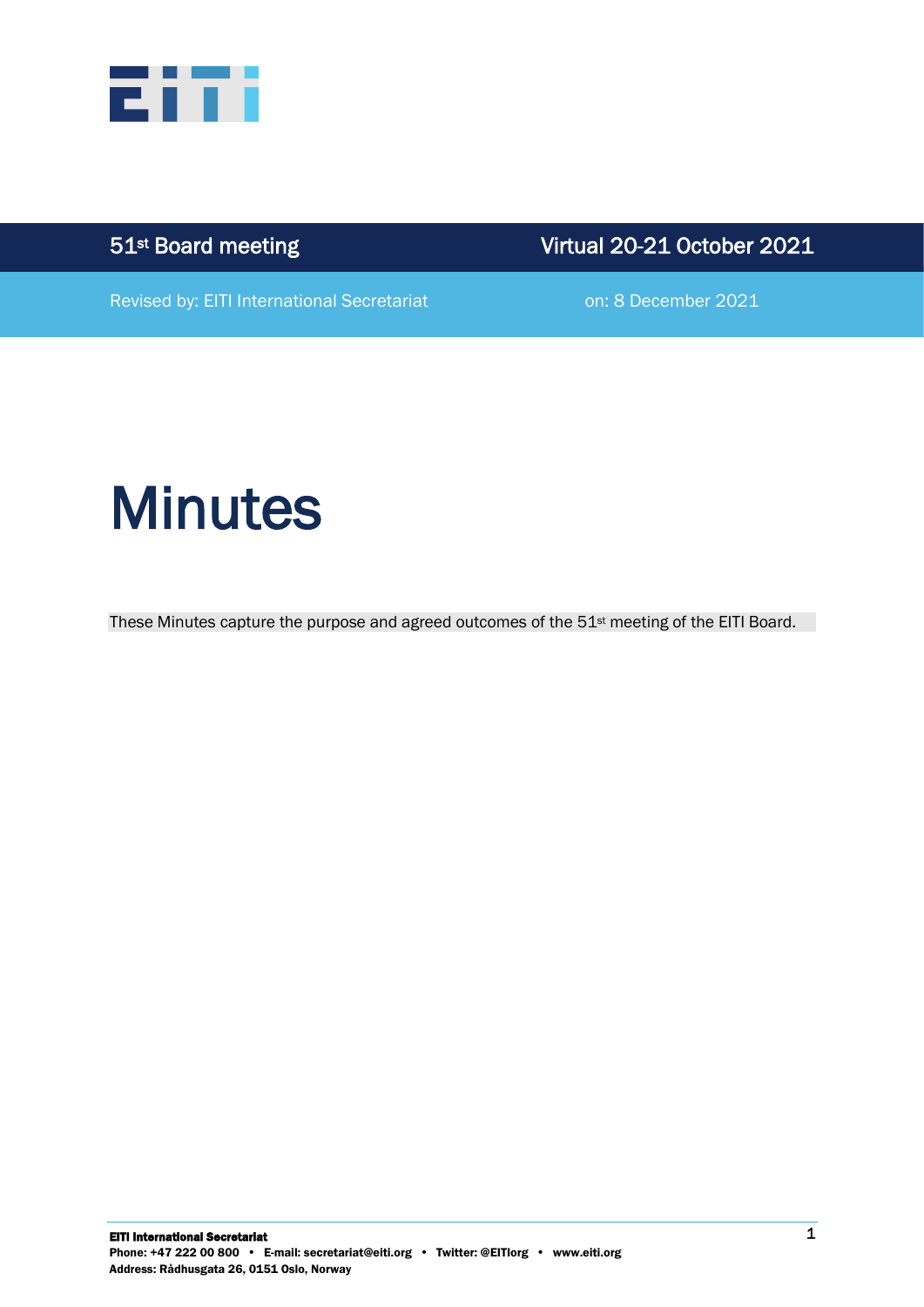51st Board meeting | Virtual 20-21 October 2021

Revised by: EITI International Secretariat | on: 8 December 2021

# Minutes

These Minutes capture the purpose and agreed outcomes of the 51st meeting of the EITI Board.

**EITI International Secretariat**
**Phone: +47 222 00 800 • E-mail: secretariat@eiti.org • Twitter: @EITIorg • www.eiti.org**
**Address: Rådhusgata 26, 0151 Oslo, Norway**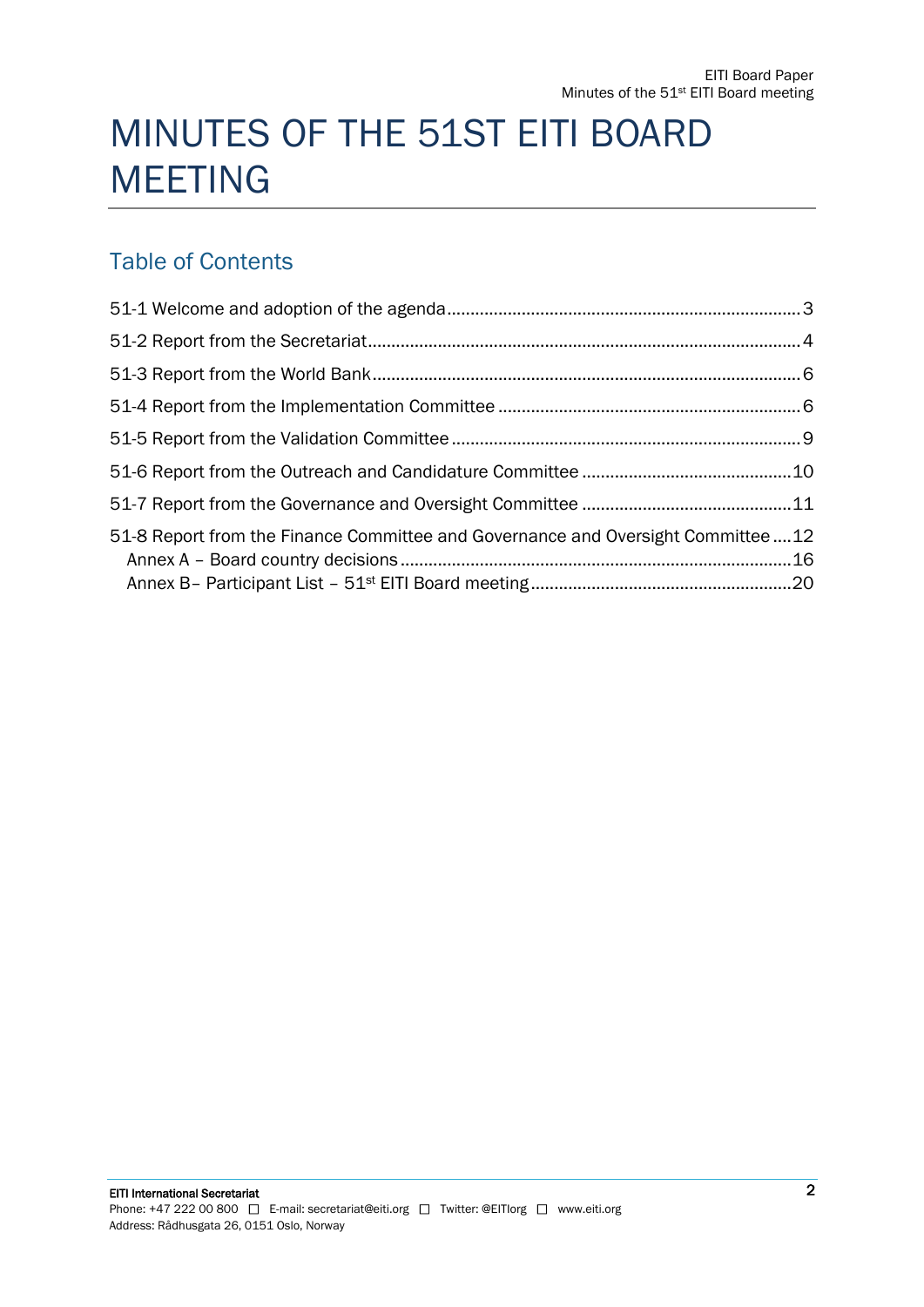# MINUTES OF THE 51ST EITI BOARD MEETING

## Table of Contents

51-1 Welcome and adoption of the agenda .......... 3

51-2 Report from the Secretariat .......... 4

51-3 Report from the World Bank .......... 6

51-4 Report from the Implementation Committee .......... 6

51-5 Report from the Validation Committee .......... 9

51-6 Report from the Outreach and Candidature Committee .......... 10

51-7 Report from the Governance and Oversight Committee .......... 11

51-8 Report from the Finance Committee and Governance and Oversight Committee .......... 12

- Annex A – Board country decisions .......... 16
- Annex B– Participant List – 51st EITI Board meeting .......... 20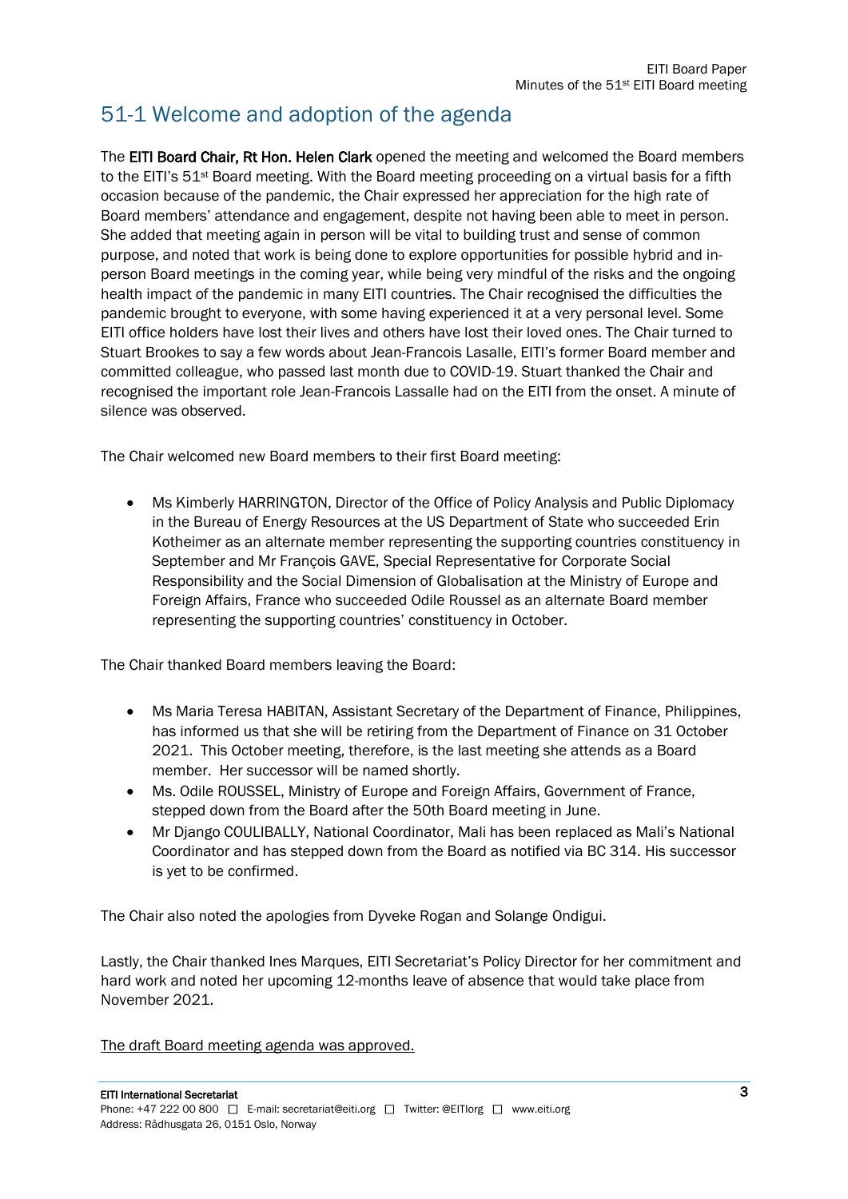## 51-1 Welcome and adoption of the agenda

The **EITI Board Chair, Rt Hon. Helen Clark** opened the meeting and welcomed the Board members to the EITI's 51st Board meeting. With the Board meeting proceeding on a virtual basis for a fifth occasion because of the pandemic, the Chair expressed her appreciation for the high rate of Board members' attendance and engagement, despite not having been able to meet in person. She added that meeting again in person will be vital to building trust and sense of common purpose, and noted that work is being done to explore opportunities for possible hybrid and in-person Board meetings in the coming year, while being very mindful of the risks and the ongoing health impact of the pandemic in many EITI countries. The Chair recognised the difficulties the pandemic brought to everyone, with some having experienced it at a very personal level. Some EITI office holders have lost their lives and others have lost their loved ones. The Chair turned to Stuart Brookes to say a few words about Jean-Francois Lasalle, EITI's former Board member and committed colleague, who passed last month due to COVID-19. Stuart thanked the Chair and recognised the important role Jean-Francois Lassalle had on the EITI from the onset. A minute of silence was observed.

The Chair welcomed new Board members to their first Board meeting:

- Ms Kimberly HARRINGTON, Director of the Office of Policy Analysis and Public Diplomacy in the Bureau of Energy Resources at the US Department of State who succeeded Erin Kotheimer as an alternate member representing the supporting countries constituency in September and Mr François GAVE, Special Representative for Corporate Social Responsibility and the Social Dimension of Globalisation at the Ministry of Europe and Foreign Affairs, France who succeeded Odile Roussel as an alternate Board member representing the supporting countries' constituency in October.

The Chair thanked Board members leaving the Board:

- Ms Maria Teresa HABITAN, Assistant Secretary of the Department of Finance, Philippines, has informed us that she will be retiring from the Department of Finance on 31 October 2021. This October meeting, therefore, is the last meeting she attends as a Board member. Her successor will be named shortly.
- Ms. Odile ROUSSEL, Ministry of Europe and Foreign Affairs, Government of France, stepped down from the Board after the 50th Board meeting in June.
- Mr Django COULIBALLY, National Coordinator, Mali has been replaced as Mali's National Coordinator and has stepped down from the Board as notified via BC 314. His successor is yet to be confirmed.

The Chair also noted the apologies from Dyveke Rogan and Solange Ondigui.

Lastly, the Chair thanked Ines Marques, EITI Secretariat's Policy Director for her commitment and hard work and noted her upcoming 12-months leave of absence that would take place from November 2021.

<u>The draft Board meeting agenda was approved.</u>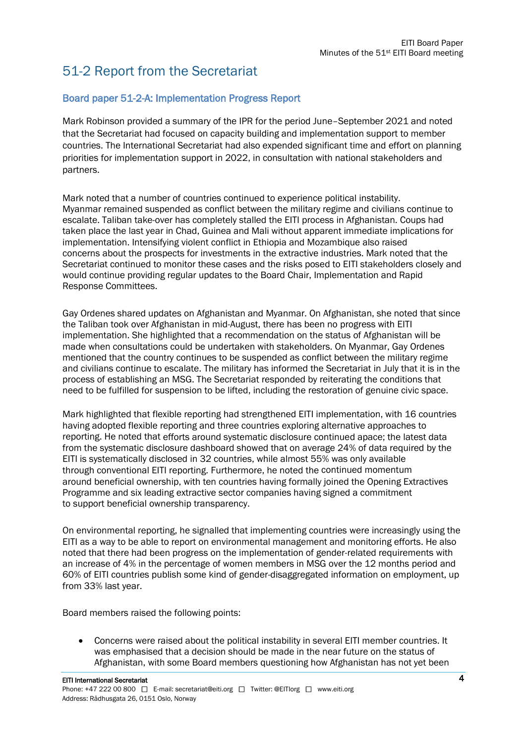# 51-2 Report from the Secretariat

## Board paper 51-2-A: Implementation Progress Report

Mark Robinson provided a summary of the IPR for the period June–September 2021 and noted that the Secretariat had focused on capacity building and implementation support to member countries. The International Secretariat had also expended significant time and effort on planning priorities for implementation support in 2022, in consultation with national stakeholders and partners.

Mark noted that a number of countries continued to experience political instability. Myanmar remained suspended as conflict between the military regime and civilians continue to escalate. Taliban take-over has completely stalled the EITI process in Afghanistan. Coups had taken place the last year in Chad, Guinea and Mali without apparent immediate implications for implementation. Intensifying violent conflict in Ethiopia and Mozambique also raised concerns about the prospects for investments in the extractive industries. Mark noted that the Secretariat continued to monitor these cases and the risks posed to EITI stakeholders closely and would continue providing regular updates to the Board Chair, Implementation and Rapid Response Committees.

Gay Ordenes shared updates on Afghanistan and Myanmar. On Afghanistan, she noted that since the Taliban took over Afghanistan in mid-August, there has been no progress with EITI implementation. She highlighted that a recommendation on the status of Afghanistan will be made when consultations could be undertaken with stakeholders. On Myanmar, Gay Ordenes mentioned that the country continues to be suspended as conflict between the military regime and civilians continue to escalate. The military has informed the Secretariat in July that it is in the process of establishing an MSG. The Secretariat responded by reiterating the conditions that need to be fulfilled for suspension to be lifted, including the restoration of genuine civic space.

Mark highlighted that flexible reporting had strengthened EITI implementation, with 16 countries having adopted flexible reporting and three countries exploring alternative approaches to reporting. He noted that efforts around systematic disclosure continued apace; the latest data from the systematic disclosure dashboard showed that on average 24% of data required by the EITI is systematically disclosed in 32 countries, while almost 55% was only available through conventional EITI reporting. Furthermore, he noted the continued momentum around beneficial ownership, with ten countries having formally joined the Opening Extractives Programme and six leading extractive sector companies having signed a commitment to support beneficial ownership transparency.

On environmental reporting, he signalled that implementing countries were increasingly using the EITI as a way to be able to report on environmental management and monitoring efforts. He also noted that there had been progress on the implementation of gender-related requirements with an increase of 4% in the percentage of women members in MSG over the 12 months period and 60% of EITI countries publish some kind of gender-disaggregated information on employment, up from 33% last year.

Board members raised the following points:

- Concerns were raised about the political instability in several EITI member countries. It was emphasised that a decision should be made in the near future on the status of Afghanistan, with some Board members questioning how Afghanistan has not yet been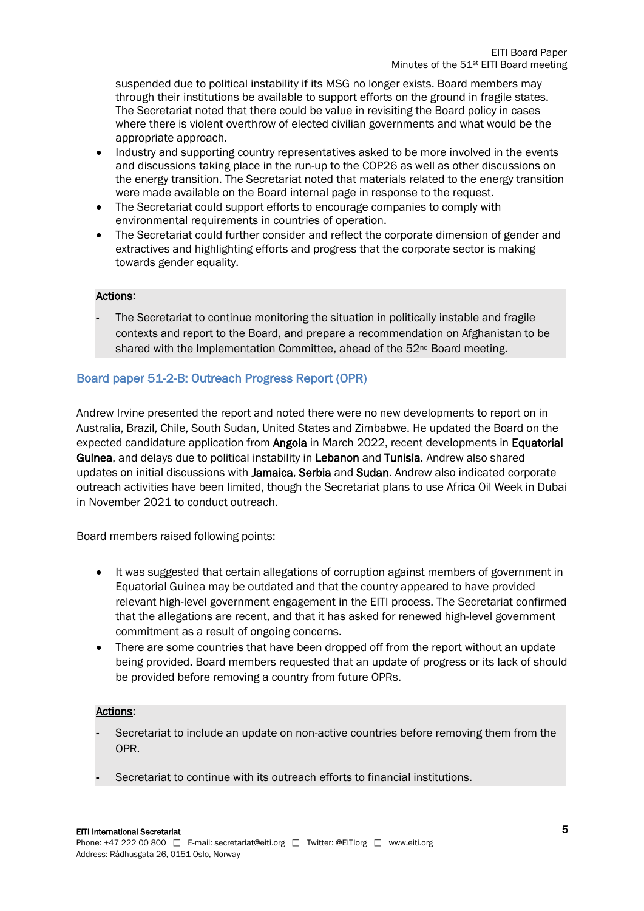suspended due to political instability if its MSG no longer exists. Board members may through their institutions be available to support efforts on the ground in fragile states. The Secretariat noted that there could be value in revisiting the Board policy in cases where there is violent overthrow of elected civilian governments and what would be the appropriate approach.

- Industry and supporting country representatives asked to be more involved in the events and discussions taking place in the run-up to the COP26 as well as other discussions on the energy transition. The Secretariat noted that materials related to the energy transition were made available on the Board internal page in response to the request.
- The Secretariat could support efforts to encourage companies to comply with environmental requirements in countries of operation.
- The Secretariat could further consider and reflect the corporate dimension of gender and extractives and highlighting efforts and progress that the corporate sector is making towards gender equality.

**Actions**:

- The Secretariat to continue monitoring the situation in politically instable and fragile contexts and report to the Board, and prepare a recommendation on Afghanistan to be shared with the Implementation Committee, ahead of the 52nd Board meeting.

## Board paper 51-2-B: Outreach Progress Report (OPR)

Andrew Irvine presented the report and noted there were no new developments to report on in Australia, Brazil, Chile, South Sudan, United States and Zimbabwe. He updated the Board on the expected candidature application from **Angola** in March 2022, recent developments in **Equatorial Guinea**, and delays due to political instability in **Lebanon** and **Tunisia**. Andrew also shared updates on initial discussions with **Jamaica**, **Serbia** and **Sudan**. Andrew also indicated corporate outreach activities have been limited, though the Secretariat plans to use Africa Oil Week in Dubai in November 2021 to conduct outreach.

Board members raised following points:

- It was suggested that certain allegations of corruption against members of government in Equatorial Guinea may be outdated and that the country appeared to have provided relevant high-level government engagement in the EITI process. The Secretariat confirmed that the allegations are recent, and that it has asked for renewed high-level government commitment as a result of ongoing concerns.
- There are some countries that have been dropped off from the report without an update being provided. Board members requested that an update of progress or its lack of should be provided before removing a country from future OPRs.

**Actions**:

- Secretariat to include an update on non-active countries before removing them from the OPR.
- Secretariat to continue with its outreach efforts to financial institutions.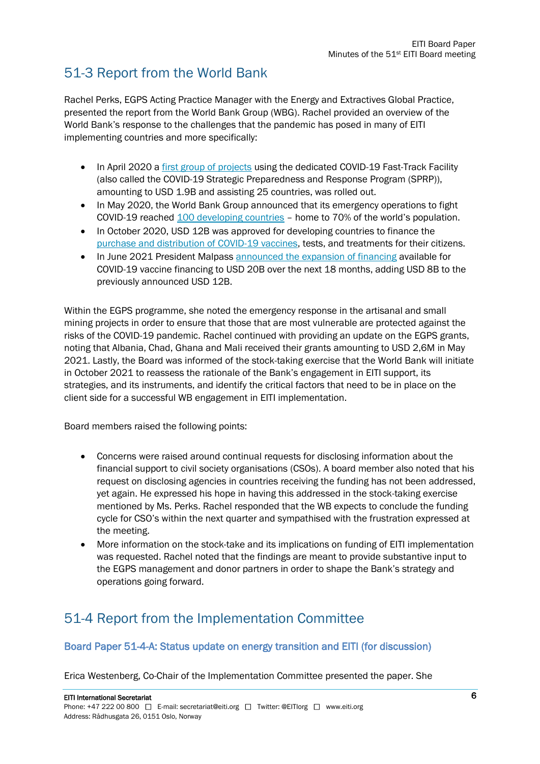## 51-3 Report from the World Bank

Rachel Perks, EGPS Acting Practice Manager with the Energy and Extractives Global Practice, presented the report from the World Bank Group (WBG). Rachel provided an overview of the World Bank's response to the challenges that the pandemic has posed in many of EITI implementing countries and more specifically:

- In April 2020 a first group of projects using the dedicated COVID-19 Fast-Track Facility (also called the COVID-19 Strategic Preparedness and Response Program (SPRP)), amounting to USD 1.9B and assisting 25 countries, was rolled out.
- In May 2020, the World Bank Group announced that its emergency operations to fight COVID-19 reached 100 developing countries – home to 70% of the world's population.
- In October 2020, USD 12B was approved for developing countries to finance the purchase and distribution of COVID-19 vaccines, tests, and treatments for their citizens.
- In June 2021 President Malpass announced the expansion of financing available for COVID-19 vaccine financing to USD 20B over the next 18 months, adding USD 8B to the previously announced USD 12B.

Within the EGPS programme, she noted the emergency response in the artisanal and small mining projects in order to ensure that those that are most vulnerable are protected against the risks of the COVID-19 pandemic. Rachel continued with providing an update on the EGPS grants, noting that Albania, Chad, Ghana and Mali received their grants amounting to USD 2,6M in May 2021. Lastly, the Board was informed of the stock-taking exercise that the World Bank will initiate in October 2021 to reassess the rationale of the Bank's engagement in EITI support, its strategies, and its instruments, and identify the critical factors that need to be in place on the client side for a successful WB engagement in EITI implementation.

Board members raised the following points:

- Concerns were raised around continual requests for disclosing information about the financial support to civil society organisations (CSOs). A board member also noted that his request on disclosing agencies in countries receiving the funding has not been addressed, yet again. He expressed his hope in having this addressed in the stock-taking exercise mentioned by Ms. Perks. Rachel responded that the WB expects to conclude the funding cycle for CSO's within the next quarter and sympathised with the frustration expressed at the meeting.
- More information on the stock-take and its implications on funding of EITI implementation was requested. Rachel noted that the findings are meant to provide substantive input to the EGPS management and donor partners in order to shape the Bank's strategy and operations going forward.

## 51-4 Report from the Implementation Committee

### Board Paper 51-4-A: Status update on energy transition and EITI (for discussion)

Erica Westenberg, Co-Chair of the Implementation Committee presented the paper. She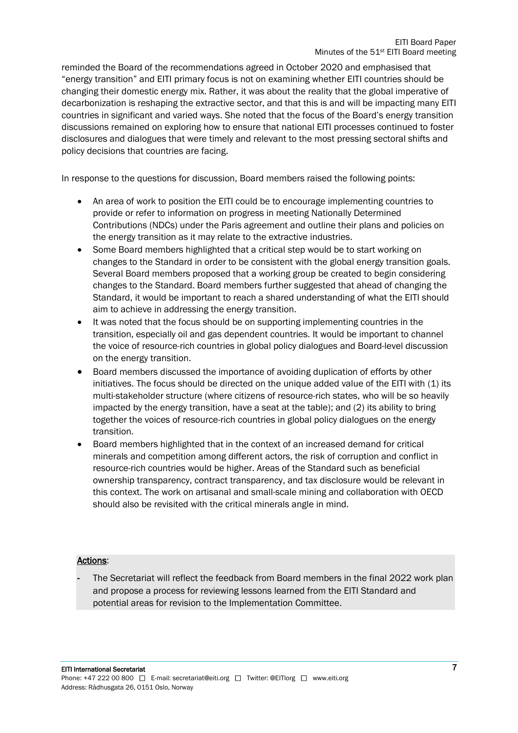reminded the Board of the recommendations agreed in October 2020 and emphasised that "energy transition" and EITI primary focus is not on examining whether EITI countries should be changing their domestic energy mix. Rather, it was about the reality that the global imperative of decarbonization is reshaping the extractive sector, and that this is and will be impacting many EITI countries in significant and varied ways. She noted that the focus of the Board's energy transition discussions remained on exploring how to ensure that national EITI processes continued to foster disclosures and dialogues that were timely and relevant to the most pressing sectoral shifts and policy decisions that countries are facing.

In response to the questions for discussion, Board members raised the following points:

- An area of work to position the EITI could be to encourage implementing countries to provide or refer to information on progress in meeting Nationally Determined Contributions (NDCs) under the Paris agreement and outline their plans and policies on the energy transition as it may relate to the extractive industries.
- Some Board members highlighted that a critical step would be to start working on changes to the Standard in order to be consistent with the global energy transition goals. Several Board members proposed that a working group be created to begin considering changes to the Standard. Board members further suggested that ahead of changing the Standard, it would be important to reach a shared understanding of what the EITI should aim to achieve in addressing the energy transition.
- It was noted that the focus should be on supporting implementing countries in the transition, especially oil and gas dependent countries. It would be important to channel the voice of resource-rich countries in global policy dialogues and Board-level discussion on the energy transition.
- Board members discussed the importance of avoiding duplication of efforts by other initiatives. The focus should be directed on the unique added value of the EITI with (1) its multi-stakeholder structure (where citizens of resource-rich states, who will be so heavily impacted by the energy transition, have a seat at the table); and (2) its ability to bring together the voices of resource-rich countries in global policy dialogues on the energy transition.
- Board members highlighted that in the context of an increased demand for critical minerals and competition among different actors, the risk of corruption and conflict in resource-rich countries would be higher. Areas of the Standard such as beneficial ownership transparency, contract transparency, and tax disclosure would be relevant in this context. The work on artisanal and small-scale mining and collaboration with OECD should also be revisited with the critical minerals angle in mind.

**Actions**:

- The Secretariat will reflect the feedback from Board members in the final 2022 work plan and propose a process for reviewing lessons learned from the EITI Standard and potential areas for revision to the Implementation Committee.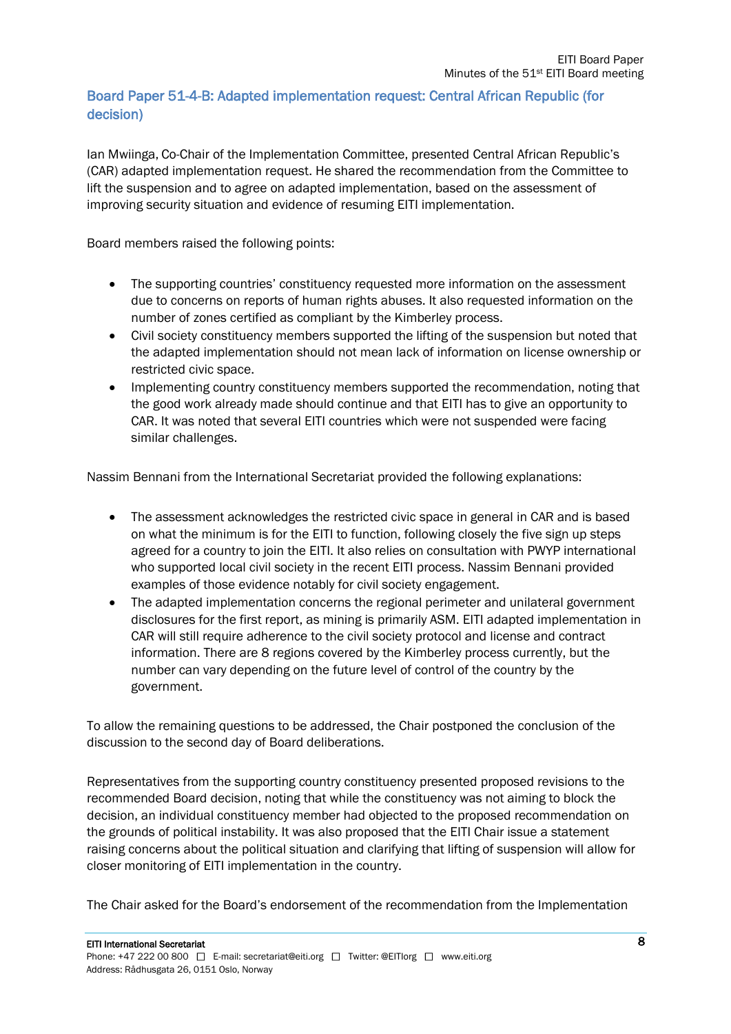### Board Paper 51-4-B: Adapted implementation request: Central African Republic (for decision)

Ian Mwiinga, Co-Chair of the Implementation Committee, presented Central African Republic's (CAR) adapted implementation request. He shared the recommendation from the Committee to lift the suspension and to agree on adapted implementation, based on the assessment of improving security situation and evidence of resuming EITI implementation.

Board members raised the following points:

- The supporting countries' constituency requested more information on the assessment due to concerns on reports of human rights abuses. It also requested information on the number of zones certified as compliant by the Kimberley process.
- Civil society constituency members supported the lifting of the suspension but noted that the adapted implementation should not mean lack of information on license ownership or restricted civic space.
- Implementing country constituency members supported the recommendation, noting that the good work already made should continue and that EITI has to give an opportunity to CAR. It was noted that several EITI countries which were not suspended were facing similar challenges.

Nassim Bennani from the International Secretariat provided the following explanations:

- The assessment acknowledges the restricted civic space in general in CAR and is based on what the minimum is for the EITI to function, following closely the five sign up steps agreed for a country to join the EITI. It also relies on consultation with PWYP international who supported local civil society in the recent EITI process. Nassim Bennani provided examples of those evidence notably for civil society engagement.
- The adapted implementation concerns the regional perimeter and unilateral government disclosures for the first report, as mining is primarily ASM. EITI adapted implementation in CAR will still require adherence to the civil society protocol and license and contract information. There are 8 regions covered by the Kimberley process currently, but the number can vary depending on the future level of control of the country by the government.

To allow the remaining questions to be addressed, the Chair postponed the conclusion of the discussion to the second day of Board deliberations.

Representatives from the supporting country constituency presented proposed revisions to the recommended Board decision, noting that while the constituency was not aiming to block the decision, an individual constituency member had objected to the proposed recommendation on the grounds of political instability. It was also proposed that the EITI Chair issue a statement raising concerns about the political situation and clarifying that lifting of suspension will allow for closer monitoring of EITI implementation in the country.

The Chair asked for the Board's endorsement of the recommendation from the Implementation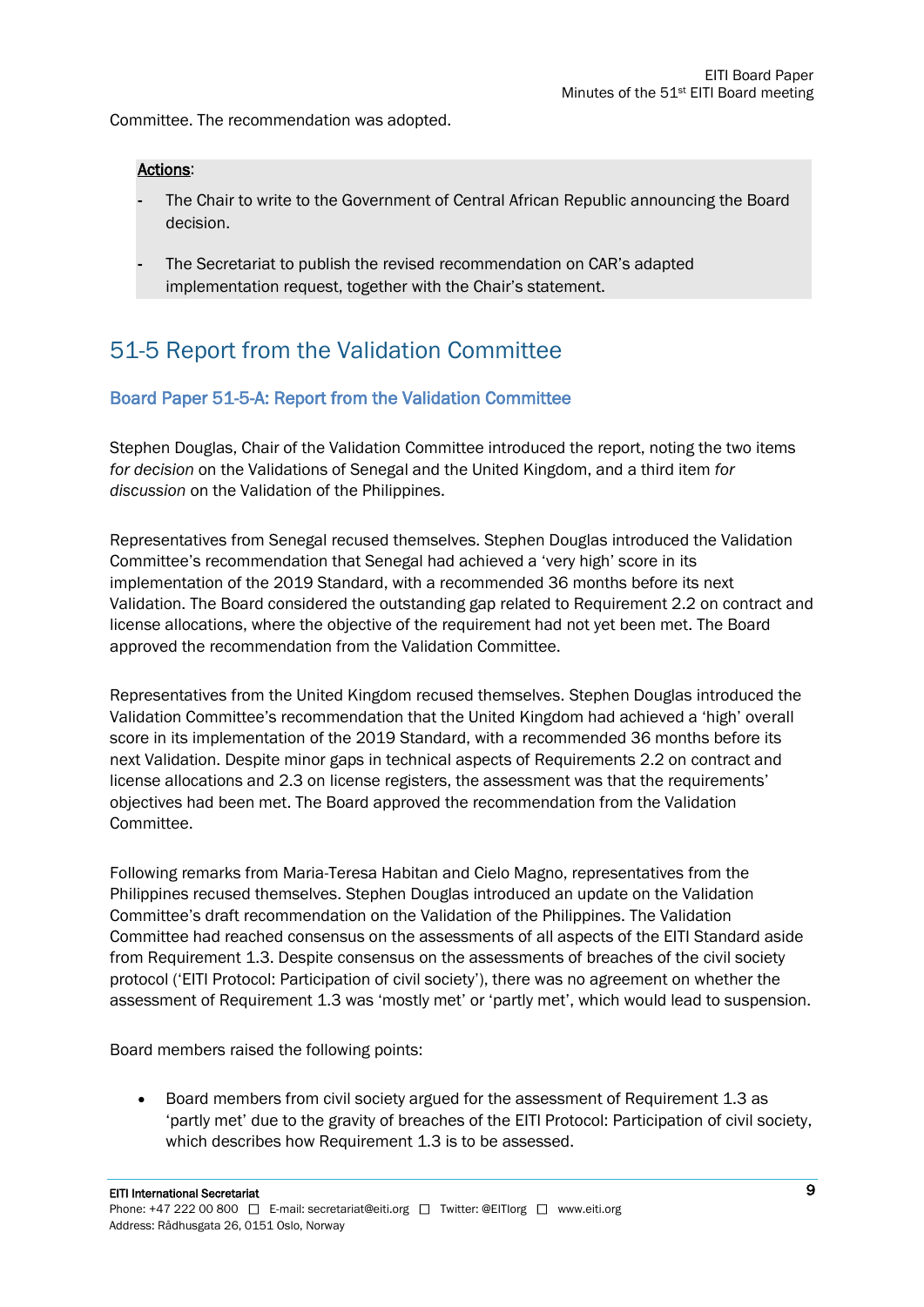Committee. The recommendation was adopted.

**Actions**:

- The Chair to write to the Government of Central African Republic announcing the Board decision.
- The Secretariat to publish the revised recommendation on CAR's adapted implementation request, together with the Chair's statement.

## 51-5 Report from the Validation Committee

### Board Paper 51-5-A: Report from the Validation Committee

Stephen Douglas, Chair of the Validation Committee introduced the report, noting the two items *for decision* on the Validations of Senegal and the United Kingdom, and a third item *for discussion* on the Validation of the Philippines.

Representatives from Senegal recused themselves. Stephen Douglas introduced the Validation Committee's recommendation that Senegal had achieved a 'very high' score in its implementation of the 2019 Standard, with a recommended 36 months before its next Validation. The Board considered the outstanding gap related to Requirement 2.2 on contract and license allocations, where the objective of the requirement had not yet been met. The Board approved the recommendation from the Validation Committee.

Representatives from the United Kingdom recused themselves. Stephen Douglas introduced the Validation Committee's recommendation that the United Kingdom had achieved a 'high' overall score in its implementation of the 2019 Standard, with a recommended 36 months before its next Validation. Despite minor gaps in technical aspects of Requirements 2.2 on contract and license allocations and 2.3 on license registers, the assessment was that the requirements' objectives had been met. The Board approved the recommendation from the Validation Committee.

Following remarks from Maria-Teresa Habitan and Cielo Magno, representatives from the Philippines recused themselves. Stephen Douglas introduced an update on the Validation Committee's draft recommendation on the Validation of the Philippines. The Validation Committee had reached consensus on the assessments of all aspects of the EITI Standard aside from Requirement 1.3. Despite consensus on the assessments of breaches of the civil society protocol ('EITI Protocol: Participation of civil society'), there was no agreement on whether the assessment of Requirement 1.3 was 'mostly met' or 'partly met', which would lead to suspension.

Board members raised the following points:

- Board members from civil society argued for the assessment of Requirement 1.3 as 'partly met' due to the gravity of breaches of the EITI Protocol: Participation of civil society, which describes how Requirement 1.3 is to be assessed.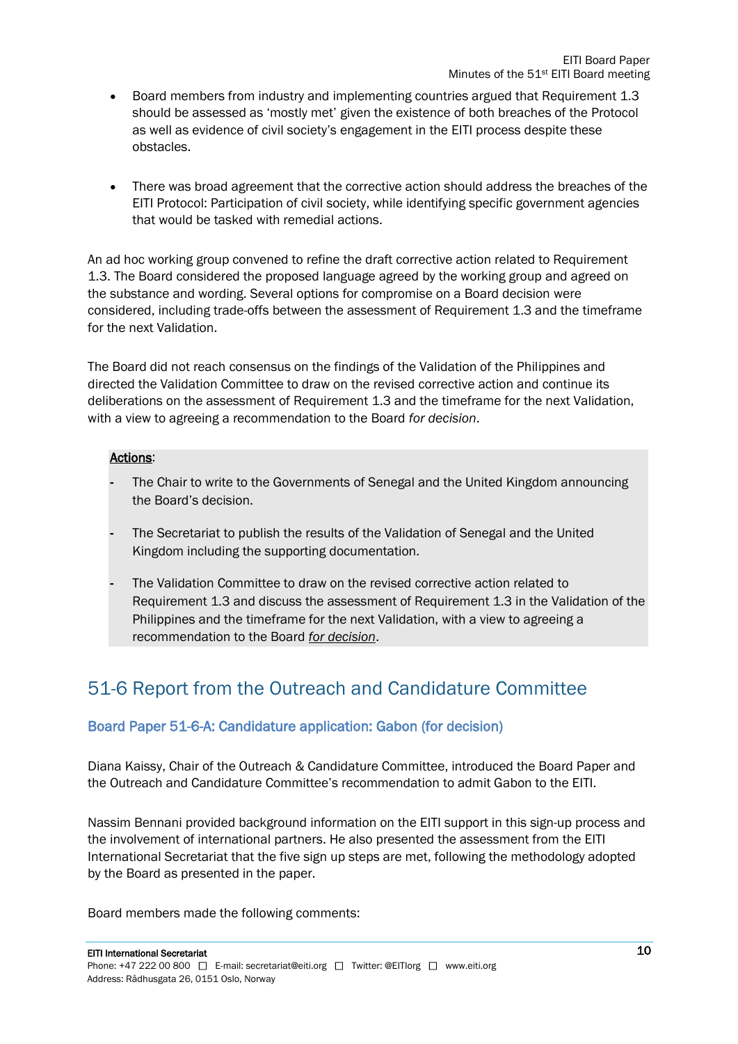- Board members from industry and implementing countries argued that Requirement 1.3 should be assessed as 'mostly met' given the existence of both breaches of the Protocol as well as evidence of civil society's engagement in the EITI process despite these obstacles.

- There was broad agreement that the corrective action should address the breaches of the EITI Protocol: Participation of civil society, while identifying specific government agencies that would be tasked with remedial actions.

An ad hoc working group convened to refine the draft corrective action related to Requirement 1.3. The Board considered the proposed language agreed by the working group and agreed on the substance and wording. Several options for compromise on a Board decision were considered, including trade-offs between the assessment of Requirement 1.3 and the timeframe for the next Validation.

The Board did not reach consensus on the findings of the Validation of the Philippines and directed the Validation Committee to draw on the revised corrective action and continue its deliberations on the assessment of Requirement 1.3 and the timeframe for the next Validation, with a view to agreeing a recommendation to the Board *for decision*.

**Actions**:

- The Chair to write to the Governments of Senegal and the United Kingdom announcing the Board's decision.

- The Secretariat to publish the results of the Validation of Senegal and the United Kingdom including the supporting documentation.

- The Validation Committee to draw on the revised corrective action related to Requirement 1.3 and discuss the assessment of Requirement 1.3 in the Validation of the Philippines and the timeframe for the next Validation, with a view to agreeing a recommendation to the Board *for decision*.

## 51-6 Report from the Outreach and Candidature Committee

### Board Paper 51-6-A: Candidature application: Gabon (for decision)

Diana Kaissy, Chair of the Outreach & Candidature Committee, introduced the Board Paper and the Outreach and Candidature Committee's recommendation to admit Gabon to the EITI.

Nassim Bennani provided background information on the EITI support in this sign-up process and the involvement of international partners. He also presented the assessment from the EITI International Secretariat that the five sign up steps are met, following the methodology adopted by the Board as presented in the paper.

Board members made the following comments: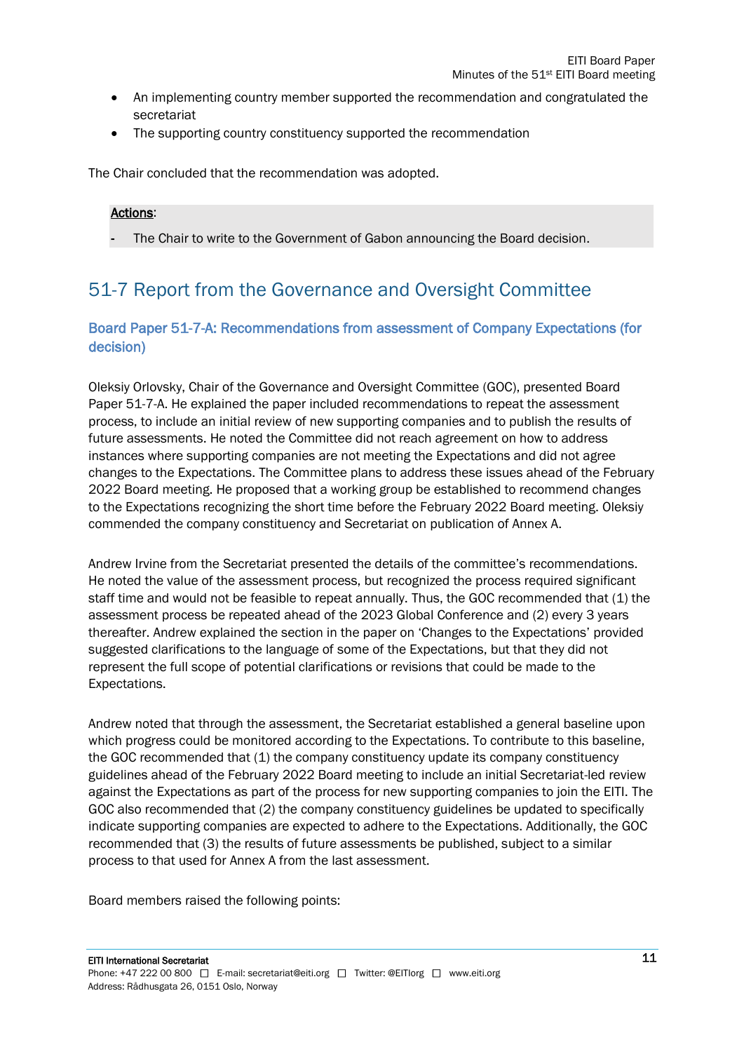- An implementing country member supported the recommendation and congratulated the secretariat
- The supporting country constituency supported the recommendation

The Chair concluded that the recommendation was adopted.

**Actions**:

- The Chair to write to the Government of Gabon announcing the Board decision.

## 51-7 Report from the Governance and Oversight Committee

### Board Paper 51-7-A: Recommendations from assessment of Company Expectations (for decision)

Oleksiy Orlovsky, Chair of the Governance and Oversight Committee (GOC), presented Board Paper 51-7-A. He explained the paper included recommendations to repeat the assessment process, to include an initial review of new supporting companies and to publish the results of future assessments. He noted the Committee did not reach agreement on how to address instances where supporting companies are not meeting the Expectations and did not agree changes to the Expectations. The Committee plans to address these issues ahead of the February 2022 Board meeting. He proposed that a working group be established to recommend changes to the Expectations recognizing the short time before the February 2022 Board meeting. Oleksiy commended the company constituency and Secretariat on publication of Annex A.

Andrew Irvine from the Secretariat presented the details of the committee's recommendations. He noted the value of the assessment process, but recognized the process required significant staff time and would not be feasible to repeat annually. Thus, the GOC recommended that (1) the assessment process be repeated ahead of the 2023 Global Conference and (2) every 3 years thereafter. Andrew explained the section in the paper on 'Changes to the Expectations' provided suggested clarifications to the language of some of the Expectations, but that they did not represent the full scope of potential clarifications or revisions that could be made to the Expectations.

Andrew noted that through the assessment, the Secretariat established a general baseline upon which progress could be monitored according to the Expectations. To contribute to this baseline, the GOC recommended that (1) the company constituency update its company constituency guidelines ahead of the February 2022 Board meeting to include an initial Secretariat-led review against the Expectations as part of the process for new supporting companies to join the EITI. The GOC also recommended that (2) the company constituency guidelines be updated to specifically indicate supporting companies are expected to adhere to the Expectations. Additionally, the GOC recommended that (3) the results of future assessments be published, subject to a similar process to that used for Annex A from the last assessment.

Board members raised the following points: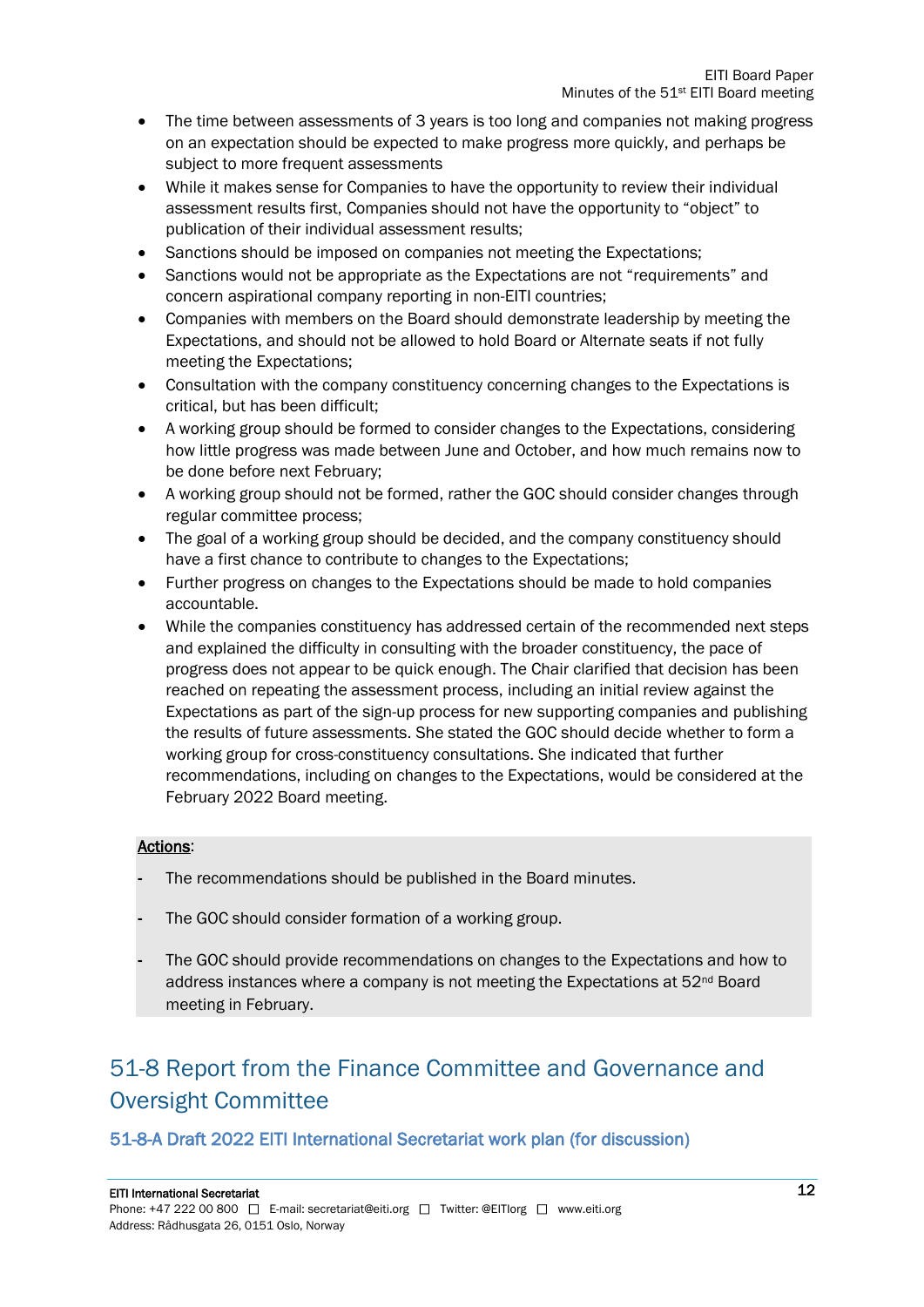- The time between assessments of 3 years is too long and companies not making progress on an expectation should be expected to make progress more quickly, and perhaps be subject to more frequent assessments
- While it makes sense for Companies to have the opportunity to review their individual assessment results first, Companies should not have the opportunity to "object" to publication of their individual assessment results;
- Sanctions should be imposed on companies not meeting the Expectations;
- Sanctions would not be appropriate as the Expectations are not "requirements" and concern aspirational company reporting in non-EITI countries;
- Companies with members on the Board should demonstrate leadership by meeting the Expectations, and should not be allowed to hold Board or Alternate seats if not fully meeting the Expectations;
- Consultation with the company constituency concerning changes to the Expectations is critical, but has been difficult;
- A working group should be formed to consider changes to the Expectations, considering how little progress was made between June and October, and how much remains now to be done before next February;
- A working group should not be formed, rather the GOC should consider changes through regular committee process;
- The goal of a working group should be decided, and the company constituency should have a first chance to contribute to changes to the Expectations;
- Further progress on changes to the Expectations should be made to hold companies accountable.
- While the companies constituency has addressed certain of the recommended next steps and explained the difficulty in consulting with the broader constituency, the pace of progress does not appear to be quick enough. The Chair clarified that decision has been reached on repeating the assessment process, including an initial review against the Expectations as part of the sign-up process for new supporting companies and publishing the results of future assessments. She stated the GOC should decide whether to form a working group for cross-constituency consultations. She indicated that further recommendations, including on changes to the Expectations, would be considered at the February 2022 Board meeting.

**Actions**:

- The recommendations should be published in the Board minutes.
- The GOC should consider formation of a working group.
- The GOC should provide recommendations on changes to the Expectations and how to address instances where a company is not meeting the Expectations at 52nd Board meeting in February.

## 51-8 Report from the Finance Committee and Governance and Oversight Committee

### 51-8-A Draft 2022 EITI International Secretariat work plan (for discussion)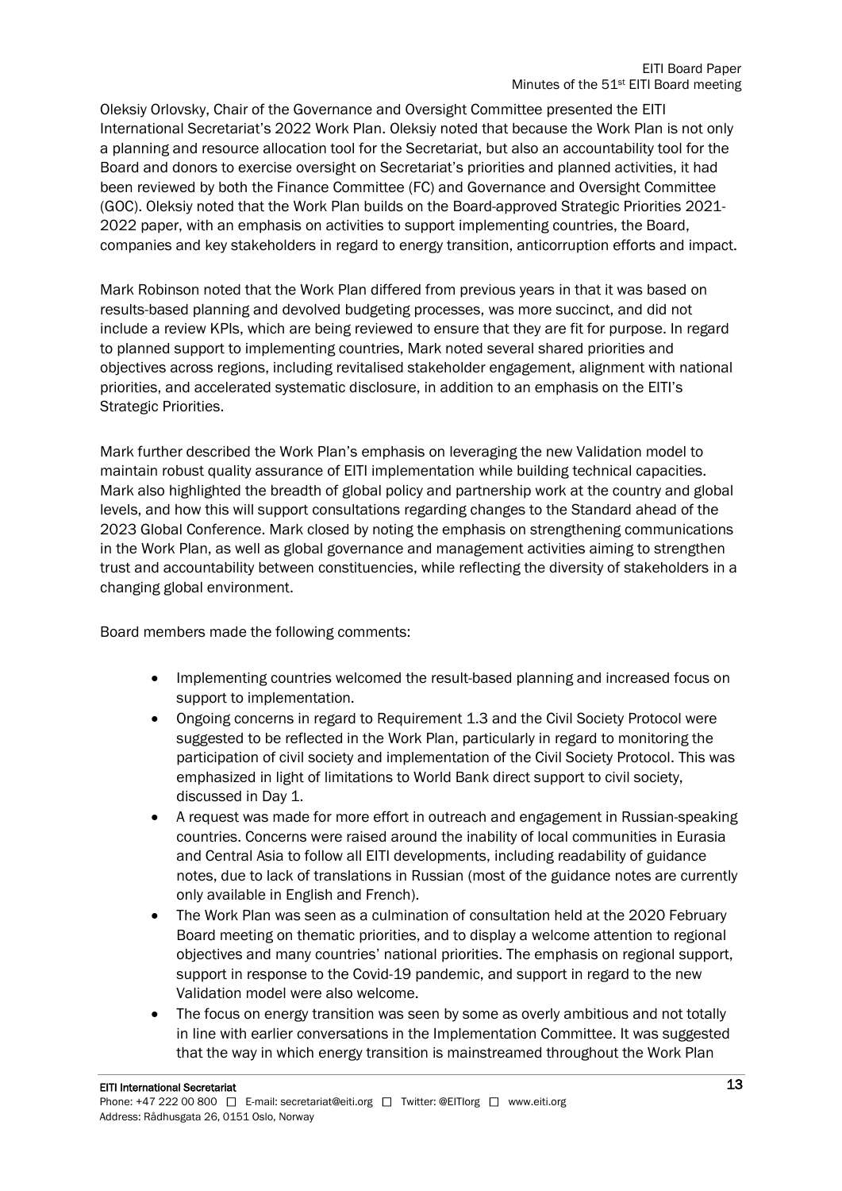Oleksiy Orlovsky, Chair of the Governance and Oversight Committee presented the EITI International Secretariat's 2022 Work Plan. Oleksiy noted that because the Work Plan is not only a planning and resource allocation tool for the Secretariat, but also an accountability tool for the Board and donors to exercise oversight on Secretariat's priorities and planned activities, it had been reviewed by both the Finance Committee (FC) and Governance and Oversight Committee (GOC). Oleksiy noted that the Work Plan builds on the Board-approved Strategic Priorities 2021-2022 paper, with an emphasis on activities to support implementing countries, the Board, companies and key stakeholders in regard to energy transition, anticorruption efforts and impact.

Mark Robinson noted that the Work Plan differed from previous years in that it was based on results-based planning and devolved budgeting processes, was more succinct, and did not include a review KPIs, which are being reviewed to ensure that they are fit for purpose. In regard to planned support to implementing countries, Mark noted several shared priorities and objectives across regions, including revitalised stakeholder engagement, alignment with national priorities, and accelerated systematic disclosure, in addition to an emphasis on the EITI's Strategic Priorities.

Mark further described the Work Plan's emphasis on leveraging the new Validation model to maintain robust quality assurance of EITI implementation while building technical capacities. Mark also highlighted the breadth of global policy and partnership work at the country and global levels, and how this will support consultations regarding changes to the Standard ahead of the 2023 Global Conference. Mark closed by noting the emphasis on strengthening communications in the Work Plan, as well as global governance and management activities aiming to strengthen trust and accountability between constituencies, while reflecting the diversity of stakeholders in a changing global environment.

Board members made the following comments:

- Implementing countries welcomed the result-based planning and increased focus on support to implementation.
- Ongoing concerns in regard to Requirement 1.3 and the Civil Society Protocol were suggested to be reflected in the Work Plan, particularly in regard to monitoring the participation of civil society and implementation of the Civil Society Protocol. This was emphasized in light of limitations to World Bank direct support to civil society, discussed in Day 1.
- A request was made for more effort in outreach and engagement in Russian-speaking countries. Concerns were raised around the inability of local communities in Eurasia and Central Asia to follow all EITI developments, including readability of guidance notes, due to lack of translations in Russian (most of the guidance notes are currently only available in English and French).
- The Work Plan was seen as a culmination of consultation held at the 2020 February Board meeting on thematic priorities, and to display a welcome attention to regional objectives and many countries' national priorities. The emphasis on regional support, support in response to the Covid-19 pandemic, and support in regard to the new Validation model were also welcome.
- The focus on energy transition was seen by some as overly ambitious and not totally in line with earlier conversations in the Implementation Committee. It was suggested that the way in which energy transition is mainstreamed throughout the Work Plan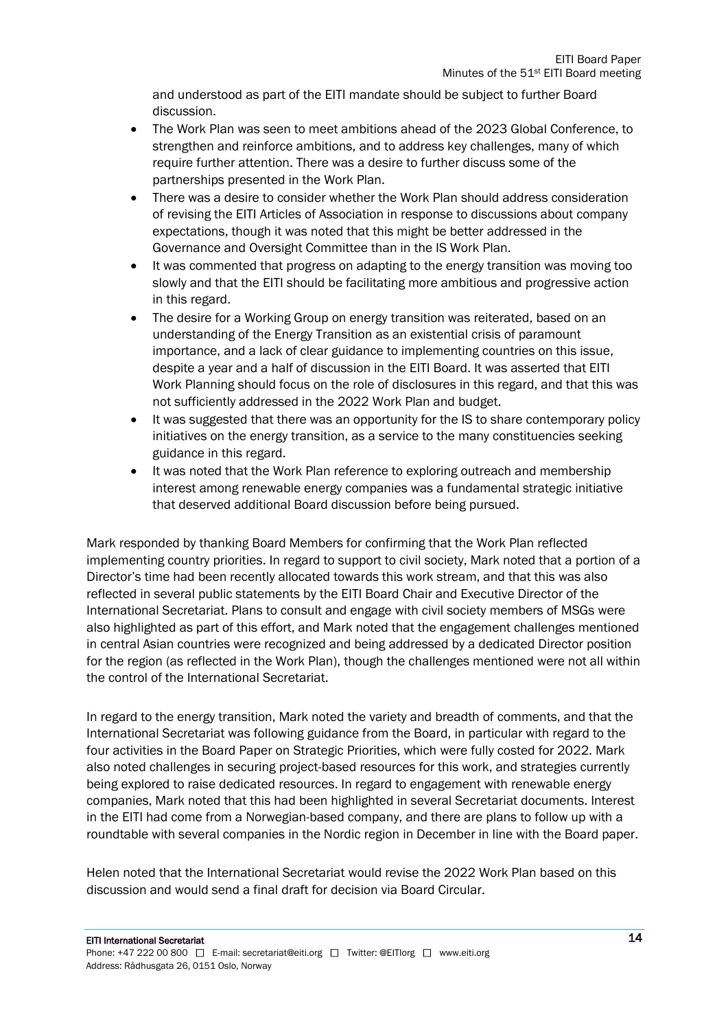and understood as part of the EITI mandate should be subject to further Board discussion.

- The Work Plan was seen to meet ambitions ahead of the 2023 Global Conference, to strengthen and reinforce ambitions, and to address key challenges, many of which require further attention. There was a desire to further discuss some of the partnerships presented in the Work Plan.
- There was a desire to consider whether the Work Plan should address consideration of revising the EITI Articles of Association in response to discussions about company expectations, though it was noted that this might be better addressed in the Governance and Oversight Committee than in the IS Work Plan.
- It was commented that progress on adapting to the energy transition was moving too slowly and that the EITI should be facilitating more ambitious and progressive action in this regard.
- The desire for a Working Group on energy transition was reiterated, based on an understanding of the Energy Transition as an existential crisis of paramount importance, and a lack of clear guidance to implementing countries on this issue, despite a year and a half of discussion in the EITI Board. It was asserted that EITI Work Planning should focus on the role of disclosures in this regard, and that this was not sufficiently addressed in the 2022 Work Plan and budget.
- It was suggested that there was an opportunity for the IS to share contemporary policy initiatives on the energy transition, as a service to the many constituencies seeking guidance in this regard.
- It was noted that the Work Plan reference to exploring outreach and membership interest among renewable energy companies was a fundamental strategic initiative that deserved additional Board discussion before being pursued.

Mark responded by thanking Board Members for confirming that the Work Plan reflected implementing country priorities. In regard to support to civil society, Mark noted that a portion of a Director's time had been recently allocated towards this work stream, and that this was also reflected in several public statements by the EITI Board Chair and Executive Director of the International Secretariat. Plans to consult and engage with civil society members of MSGs were also highlighted as part of this effort, and Mark noted that the engagement challenges mentioned in central Asian countries were recognized and being addressed by a dedicated Director position for the region (as reflected in the Work Plan), though the challenges mentioned were not all within the control of the International Secretariat.

In regard to the energy transition, Mark noted the variety and breadth of comments, and that the International Secretariat was following guidance from the Board, in particular with regard to the four activities in the Board Paper on Strategic Priorities, which were fully costed for 2022. Mark also noted challenges in securing project-based resources for this work, and strategies currently being explored to raise dedicated resources. In regard to engagement with renewable energy companies, Mark noted that this had been highlighted in several Secretariat documents. Interest in the EITI had come from a Norwegian-based company, and there are plans to follow up with a roundtable with several companies in the Nordic region in December in line with the Board paper.

Helen noted that the International Secretariat would revise the 2022 Work Plan based on this discussion and would send a final draft for decision via Board Circular.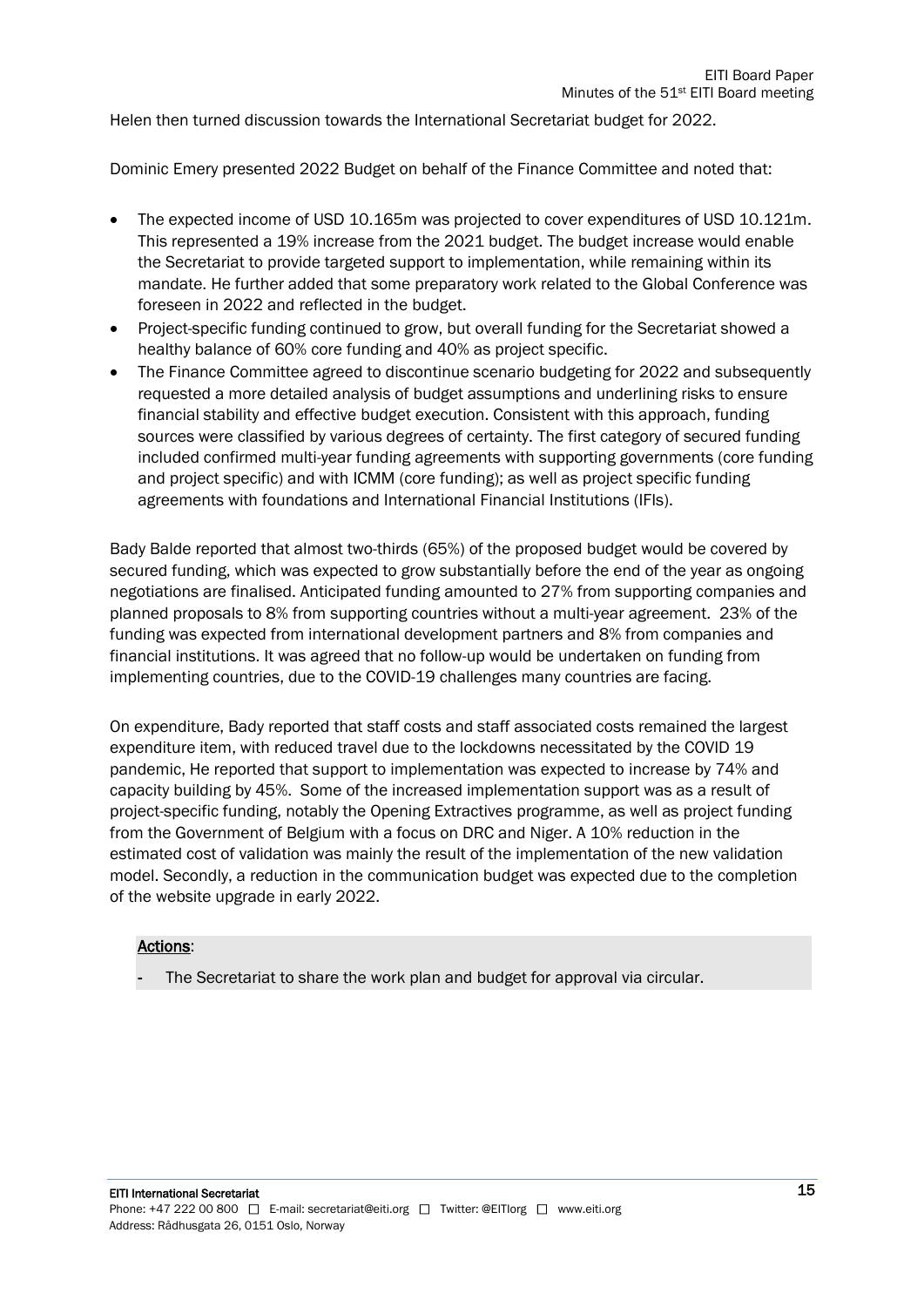Helen then turned discussion towards the International Secretariat budget for 2022.

Dominic Emery presented 2022 Budget on behalf of the Finance Committee and noted that:

- The expected income of USD 10.165m was projected to cover expenditures of USD 10.121m. This represented a 19% increase from the 2021 budget. The budget increase would enable the Secretariat to provide targeted support to implementation, while remaining within its mandate. He further added that some preparatory work related to the Global Conference was foreseen in 2022 and reflected in the budget.
- Project-specific funding continued to grow, but overall funding for the Secretariat showed a healthy balance of 60% core funding and 40% as project specific.
- The Finance Committee agreed to discontinue scenario budgeting for 2022 and subsequently requested a more detailed analysis of budget assumptions and underlining risks to ensure financial stability and effective budget execution. Consistent with this approach, funding sources were classified by various degrees of certainty. The first category of secured funding included confirmed multi-year funding agreements with supporting governments (core funding and project specific) and with ICMM (core funding); as well as project specific funding agreements with foundations and International Financial Institutions (IFIs).

Bady Balde reported that almost two-thirds (65%) of the proposed budget would be covered by secured funding, which was expected to grow substantially before the end of the year as ongoing negotiations are finalised. Anticipated funding amounted to 27% from supporting companies and planned proposals to 8% from supporting countries without a multi-year agreement. 23% of the funding was expected from international development partners and 8% from companies and financial institutions. It was agreed that no follow-up would be undertaken on funding from implementing countries, due to the COVID-19 challenges many countries are facing.

On expenditure, Bady reported that staff costs and staff associated costs remained the largest expenditure item, with reduced travel due to the lockdowns necessitated by the COVID 19 pandemic, He reported that support to implementation was expected to increase by 74% and capacity building by 45%. Some of the increased implementation support was as a result of project-specific funding, notably the Opening Extractives programme, as well as project funding from the Government of Belgium with a focus on DRC and Niger. A 10% reduction in the estimated cost of validation was mainly the result of the implementation of the new validation model. Secondly, a reduction in the communication budget was expected due to the completion of the website upgrade in early 2022.

**Actions**:

- The Secretariat to share the work plan and budget for approval via circular.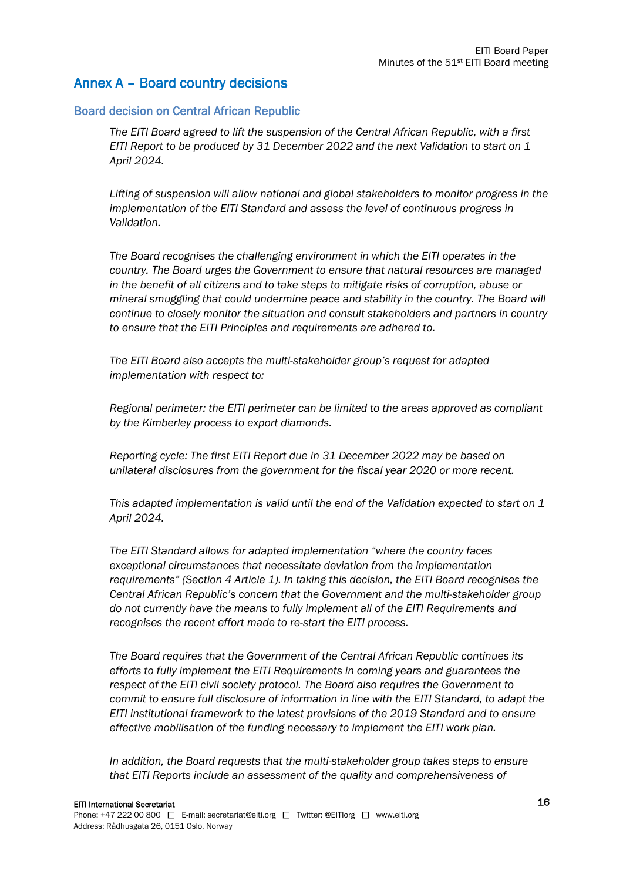# Annex A – Board country decisions

## Board decision on Central African Republic

*The EITI Board agreed to lift the suspension of the Central African Republic, with a first EITI Report to be produced by 31 December 2022 and the next Validation to start on 1 April 2024.*

*Lifting of suspension will allow national and global stakeholders to monitor progress in the implementation of the EITI Standard and assess the level of continuous progress in Validation.*

*The Board recognises the challenging environment in which the EITI operates in the country. The Board urges the Government to ensure that natural resources are managed in the benefit of all citizens and to take steps to mitigate risks of corruption, abuse or mineral smuggling that could undermine peace and stability in the country. The Board will continue to closely monitor the situation and consult stakeholders and partners in country to ensure that the EITI Principles and requirements are adhered to.*

*The EITI Board also accepts the multi-stakeholder group's request for adapted implementation with respect to:*

*Regional perimeter: the EITI perimeter can be limited to the areas approved as compliant by the Kimberley process to export diamonds.*

*Reporting cycle: The first EITI Report due in 31 December 2022 may be based on unilateral disclosures from the government for the fiscal year 2020 or more recent.*

*This adapted implementation is valid until the end of the Validation expected to start on 1 April 2024.*

*The EITI Standard allows for adapted implementation "where the country faces exceptional circumstances that necessitate deviation from the implementation requirements" (Section 4 Article 1). In taking this decision, the EITI Board recognises the Central African Republic's concern that the Government and the multi-stakeholder group do not currently have the means to fully implement all of the EITI Requirements and recognises the recent effort made to re-start the EITI process.*

*The Board requires that the Government of the Central African Republic continues its efforts to fully implement the EITI Requirements in coming years and guarantees the respect of the EITI civil society protocol. The Board also requires the Government to commit to ensure full disclosure of information in line with the EITI Standard, to adapt the EITI institutional framework to the latest provisions of the 2019 Standard and to ensure effective mobilisation of the funding necessary to implement the EITI work plan.*

*In addition, the Board requests that the multi-stakeholder group takes steps to ensure that EITI Reports include an assessment of the quality and comprehensiveness of*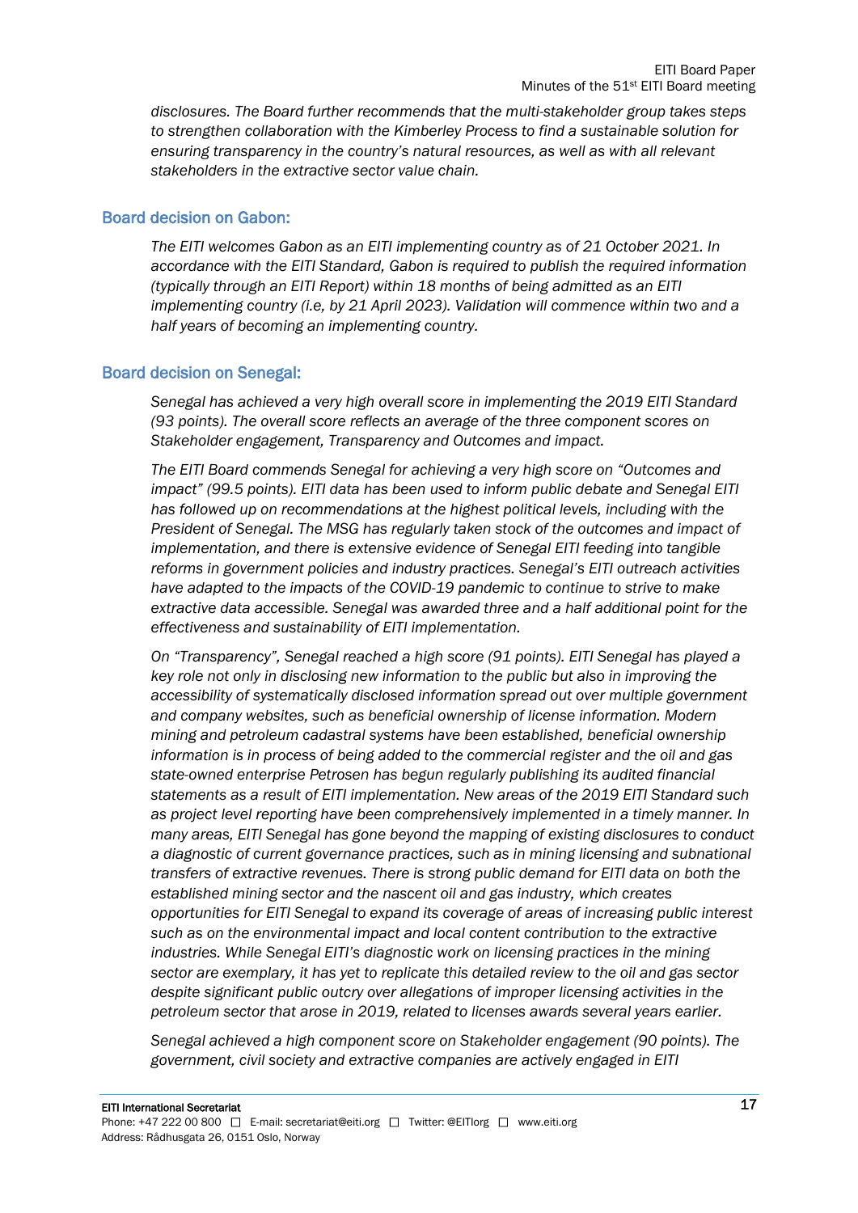*disclosures. The Board further recommends that the multi-stakeholder group takes steps to strengthen collaboration with the Kimberley Process to find a sustainable solution for ensuring transparency in the country's natural resources, as well as with all relevant stakeholders in the extractive sector value chain.*

### Board decision on Gabon:

*The EITI welcomes Gabon as an EITI implementing country as of 21 October 2021. In accordance with the EITI Standard, Gabon is required to publish the required information (typically through an EITI Report) within 18 months of being admitted as an EITI implementing country (i.e, by 21 April 2023). Validation will commence within two and a half years of becoming an implementing country.*

### Board decision on Senegal:

*Senegal has achieved a very high overall score in implementing the 2019 EITI Standard (93 points). The overall score reflects an average of the three component scores on Stakeholder engagement, Transparency and Outcomes and impact.*

*The EITI Board commends Senegal for achieving a very high score on "Outcomes and impact" (99.5 points). EITI data has been used to inform public debate and Senegal EITI has followed up on recommendations at the highest political levels, including with the President of Senegal. The MSG has regularly taken stock of the outcomes and impact of implementation, and there is extensive evidence of Senegal EITI feeding into tangible reforms in government policies and industry practices. Senegal's EITI outreach activities have adapted to the impacts of the COVID-19 pandemic to continue to strive to make extractive data accessible. Senegal was awarded three and a half additional point for the effectiveness and sustainability of EITI implementation.*

*On "Transparency", Senegal reached a high score (91 points). EITI Senegal has played a key role not only in disclosing new information to the public but also in improving the accessibility of systematically disclosed information spread out over multiple government and company websites, such as beneficial ownership of license information. Modern mining and petroleum cadastral systems have been established, beneficial ownership information is in process of being added to the commercial register and the oil and gas state-owned enterprise Petrosen has begun regularly publishing its audited financial statements as a result of EITI implementation. New areas of the 2019 EITI Standard such as project level reporting have been comprehensively implemented in a timely manner. In many areas, EITI Senegal has gone beyond the mapping of existing disclosures to conduct a diagnostic of current governance practices, such as in mining licensing and subnational transfers of extractive revenues. There is strong public demand for EITI data on both the established mining sector and the nascent oil and gas industry, which creates opportunities for EITI Senegal to expand its coverage of areas of increasing public interest such as on the environmental impact and local content contribution to the extractive industries. While Senegal EITI's diagnostic work on licensing practices in the mining sector are exemplary, it has yet to replicate this detailed review to the oil and gas sector despite significant public outcry over allegations of improper licensing activities in the petroleum sector that arose in 2019, related to licenses awards several years earlier.*

*Senegal achieved a high component score on Stakeholder engagement (90 points). The government, civil society and extractive companies are actively engaged in EITI*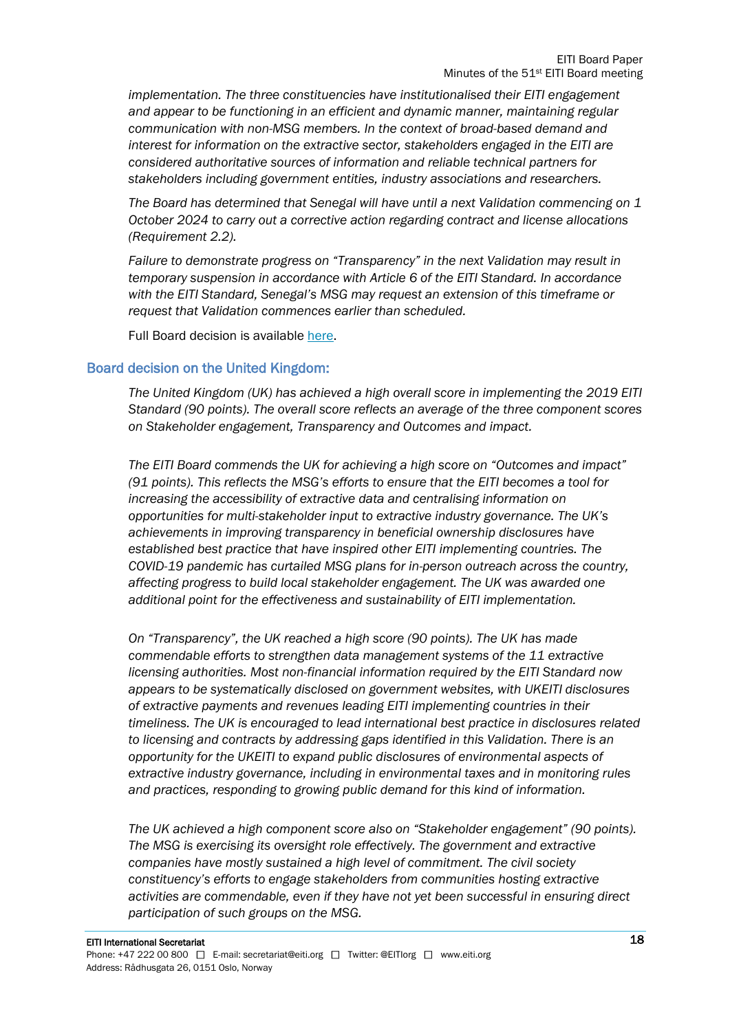*implementation. The three constituencies have institutionalised their EITI engagement and appear to be functioning in an efficient and dynamic manner, maintaining regular communication with non-MSG members. In the context of broad-based demand and interest for information on the extractive sector, stakeholders engaged in the EITI are considered authoritative sources of information and reliable technical partners for stakeholders including government entities, industry associations and researchers.*

*The Board has determined that Senegal will have until a next Validation commencing on 1 October 2024 to carry out a corrective action regarding contract and license allocations (Requirement 2.2).*

*Failure to demonstrate progress on "Transparency" in the next Validation may result in temporary suspension in accordance with Article 6 of the EITI Standard. In accordance with the EITI Standard, Senegal's MSG may request an extension of this timeframe or request that Validation commences earlier than scheduled.*

Full Board decision is available here.

## Board decision on the United Kingdom:

*The United Kingdom (UK) has achieved a high overall score in implementing the 2019 EITI Standard (90 points). The overall score reflects an average of the three component scores on Stakeholder engagement, Transparency and Outcomes and impact.*

*The EITI Board commends the UK for achieving a high score on "Outcomes and impact" (91 points). This reflects the MSG's efforts to ensure that the EITI becomes a tool for increasing the accessibility of extractive data and centralising information on opportunities for multi-stakeholder input to extractive industry governance. The UK's achievements in improving transparency in beneficial ownership disclosures have established best practice that have inspired other EITI implementing countries. The COVID-19 pandemic has curtailed MSG plans for in-person outreach across the country, affecting progress to build local stakeholder engagement. The UK was awarded one additional point for the effectiveness and sustainability of EITI implementation.*

*On "Transparency", the UK reached a high score (90 points). The UK has made commendable efforts to strengthen data management systems of the 11 extractive licensing authorities. Most non-financial information required by the EITI Standard now appears to be systematically disclosed on government websites, with UKEITI disclosures of extractive payments and revenues leading EITI implementing countries in their timeliness. The UK is encouraged to lead international best practice in disclosures related to licensing and contracts by addressing gaps identified in this Validation. There is an opportunity for the UKEITI to expand public disclosures of environmental aspects of extractive industry governance, including in environmental taxes and in monitoring rules and practices, responding to growing public demand for this kind of information.*

*The UK achieved a high component score also on "Stakeholder engagement" (90 points). The MSG is exercising its oversight role effectively. The government and extractive companies have mostly sustained a high level of commitment. The civil society constituency's efforts to engage stakeholders from communities hosting extractive activities are commendable, even if they have not yet been successful in ensuring direct participation of such groups on the MSG.*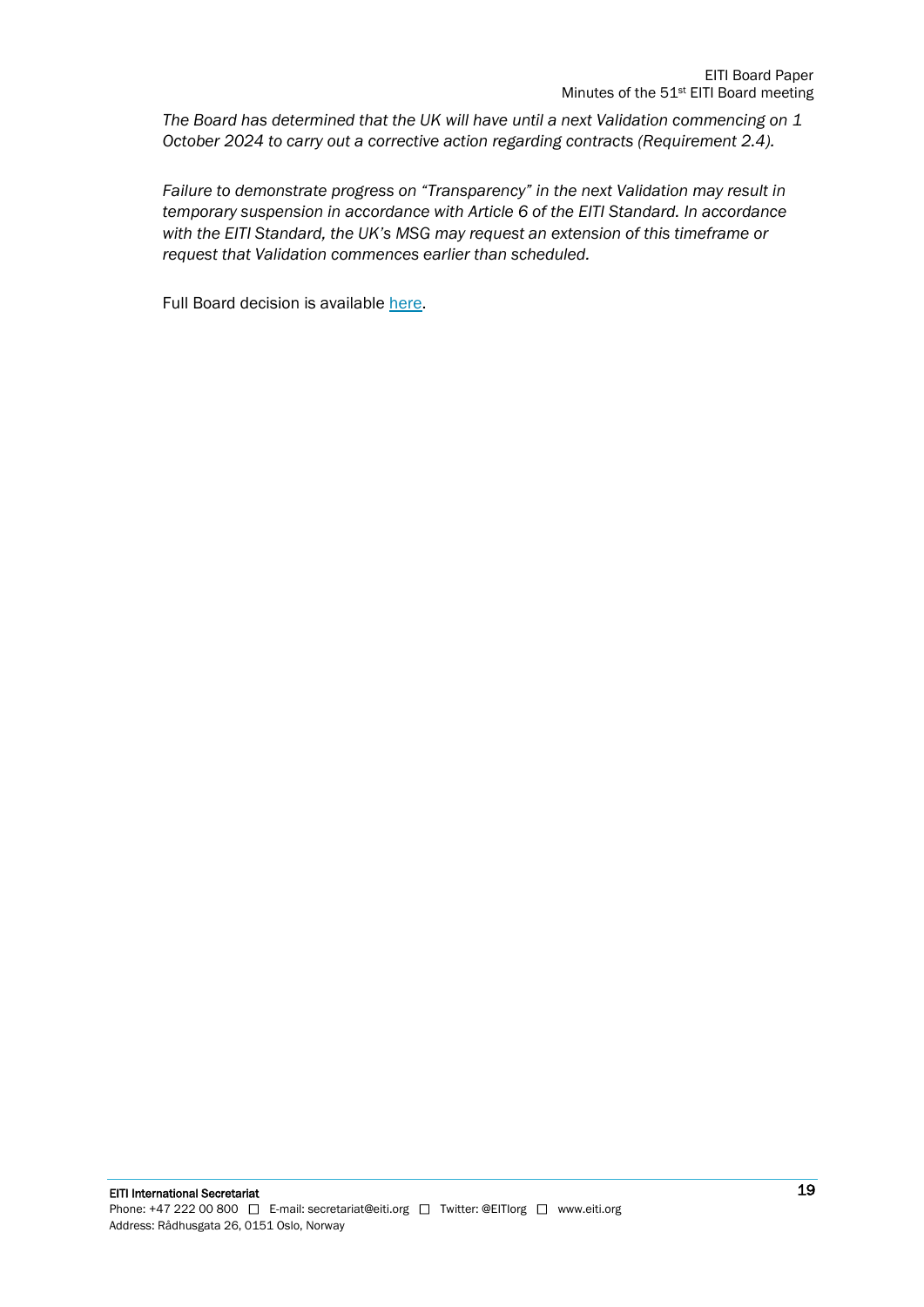*The Board has determined that the UK will have until a next Validation commencing on 1 October 2024 to carry out a corrective action regarding contracts (Requirement 2.4).*

*Failure to demonstrate progress on "Transparency" in the next Validation may result in temporary suspension in accordance with Article 6 of the EITI Standard. In accordance with the EITI Standard, the UK's MSG may request an extension of this timeframe or request that Validation commences earlier than scheduled.*

Full Board decision is available here.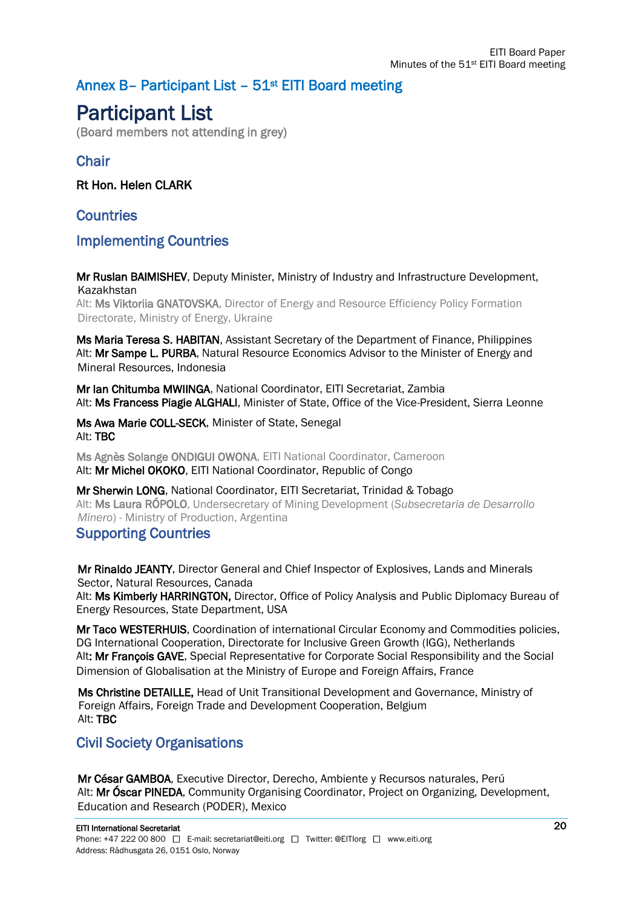## Annex B– Participant List – 51st EITI Board meeting

# Participant List

(Board members not attending in grey)

## Chair

**Rt Hon. Helen CLARK**

## Countries

## Implementing Countries

**Mr Ruslan BAIMISHEV**, Deputy Minister, Ministry of Industry and Infrastructure Development, Kazakhstan
Alt: **Ms Viktoriia GNATOVSKA**, Director of Energy and Resource Efficiency Policy Formation Directorate, Ministry of Energy, Ukraine

**Ms Maria Teresa S. HABITAN**, Assistant Secretary of the Department of Finance, Philippines
Alt: **Mr Sampe L. PURBA**, Natural Resource Economics Advisor to the Minister of Energy and Mineral Resources, Indonesia

**Mr Ian Chitumba MWIINGA**, National Coordinator, EITI Secretariat, Zambia
Alt: **Ms Francess Piagie ALGHALI**, Minister of State, Office of the Vice-President, Sierra Leonne

**Ms Awa Marie COLL-SECK**, Minister of State, Senegal
Alt: **TBC**

**Ms Agnès Solange ONDIGUI OWONA**, EITI National Coordinator, Cameroon
Alt: **Mr Michel OKOKO**, EITI National Coordinator, Republic of Congo

**Mr Sherwin LONG**, National Coordinator, EITI Secretariat, Trinidad & Tobago
Alt: **Ms Laura RÓPOLO**, Undersecretary of Mining Development (*Subsecretaria de Desarrollo Minero*) - Ministry of Production, Argentina

## Supporting Countries

**Mr Rinaldo JEANTY**, Director General and Chief Inspector of Explosives, Lands and Minerals Sector, Natural Resources, Canada
Alt: **Ms Kimberly HARRINGTON,** Director, Office of Policy Analysis and Public Diplomacy Bureau of Energy Resources, State Department, USA

**Mr Taco WESTERHUIS**, Coordination of international Circular Economy and Commodities policies, DG International Cooperation, Directorate for Inclusive Green Growth (IGG), Netherlands
Alt**: Mr François GAVE**, Special Representative for Corporate Social Responsibility and the Social Dimension of Globalisation at the Ministry of Europe and Foreign Affairs, France

**Ms Christine DETAILLE,** Head of Unit Transitional Development and Governance, Ministry of Foreign Affairs, Foreign Trade and Development Cooperation, Belgium
Alt: **TBC**

## Civil Society Organisations

**Mr César GAMBOA**, Executive Director, Derecho, Ambiente y Recursos naturales, Perú
Alt: **Mr Óscar PINEDA**, Community Organising Coordinator, Project on Organizing, Development, Education and Research (PODER), Mexico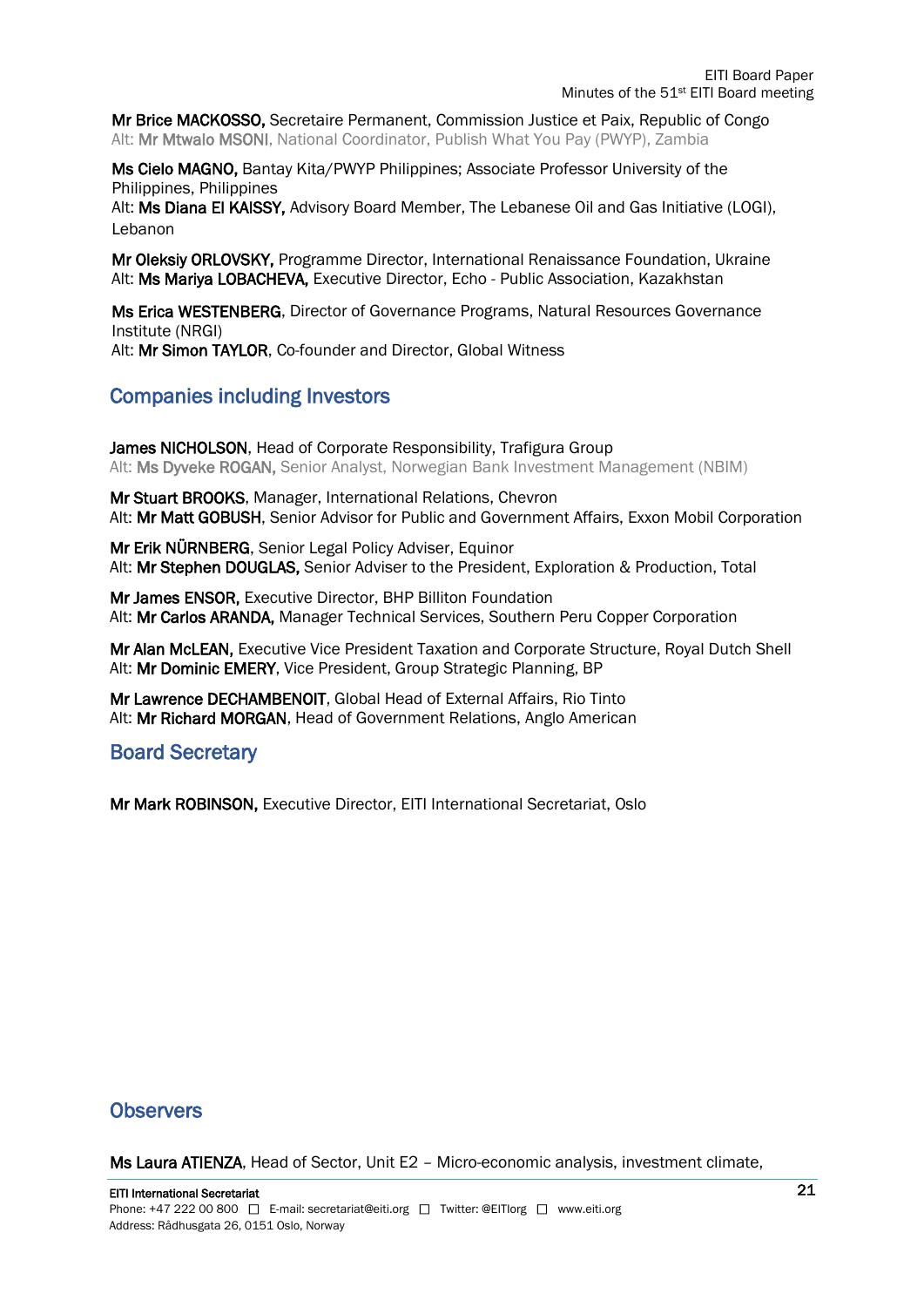**Mr Brice MACKOSSO,** Secretaire Permanent, Commission Justice et Paix, Republic of Congo
Alt: **Mr Mtwalo MSONI**, National Coordinator, Publish What You Pay (PWYP), Zambia

**Ms Cielo MAGNO,** Bantay Kita/PWYP Philippines; Associate Professor University of the Philippines, Philippines
Alt: **Ms Diana El KAISSY,** Advisory Board Member, The Lebanese Oil and Gas Initiative (LOGI), Lebanon

**Mr Oleksiy ORLOVSKY,** Programme Director, International Renaissance Foundation, Ukraine
Alt: **Ms Mariya LOBACHEVA,** Executive Director, Echo - Public Association, Kazakhstan

**Ms Erica WESTENBERG**, Director of Governance Programs, Natural Resources Governance Institute (NRGI)
Alt: **Mr Simon TAYLOR**, Co-founder and Director, Global Witness

## Companies including Investors

**James NICHOLSON**, Head of Corporate Responsibility, Trafigura Group
Alt: **Ms Dyveke ROGAN,** Senior Analyst, Norwegian Bank Investment Management (NBIM)

**Mr Stuart BROOKS**, Manager, International Relations, Chevron
Alt: **Mr Matt GOBUSH**, Senior Advisor for Public and Government Affairs, Exxon Mobil Corporation

**Mr Erik NŰRNBERG**, Senior Legal Policy Adviser, Equinor
Alt: **Mr Stephen DOUGLAS,** Senior Adviser to the President, Exploration & Production, Total

**Mr James ENSOR,** Executive Director, BHP Billiton Foundation
Alt: **Mr Carlos ARANDA,** Manager Technical Services, Southern Peru Copper Corporation

**Mr Alan McLEAN,** Executive Vice President Taxation and Corporate Structure, Royal Dutch Shell
Alt: **Mr Dominic EMERY**, Vice President, Group Strategic Planning, BP

**Mr Lawrence DECHAMBENOIT**, Global Head of External Affairs, Rio Tinto
Alt: **Mr Richard MORGAN**, Head of Government Relations, Anglo American

## Board Secretary

**Mr Mark ROBINSON,** Executive Director, EITI International Secretariat, Oslo

## Observers

**Ms Laura ATIENZA**, Head of Sector, Unit E2 – Micro-economic analysis, investment climate,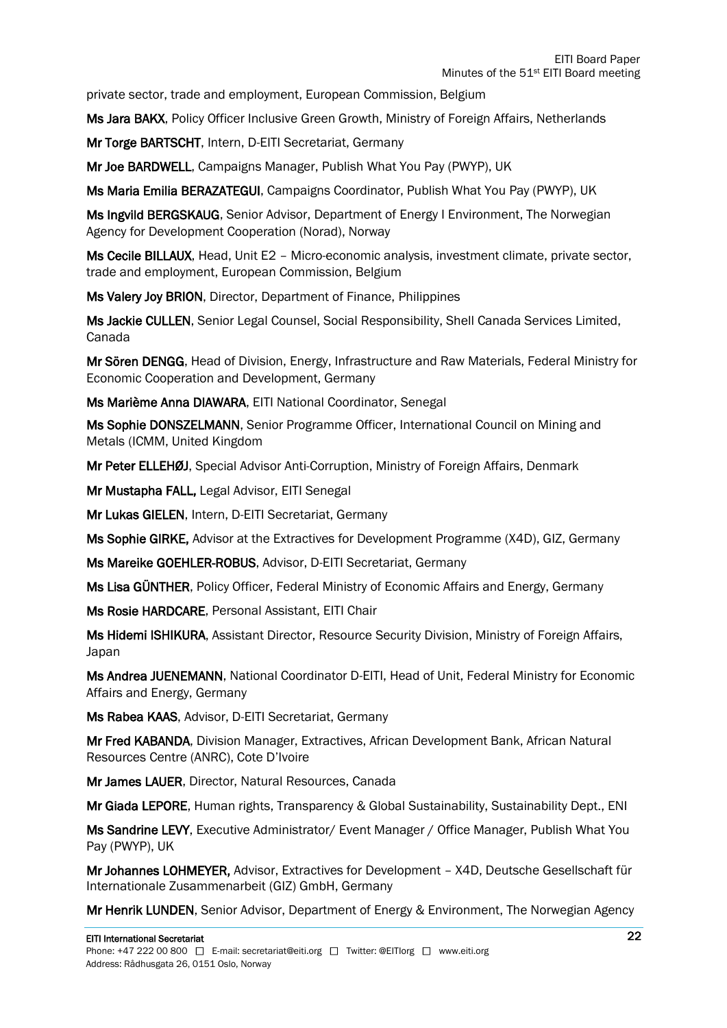private sector, trade and employment, European Commission, Belgium

**Ms Jara BAKX**, Policy Officer Inclusive Green Growth, Ministry of Foreign Affairs, Netherlands

**Mr Torge BARTSCHT**, Intern, D-EITI Secretariat, Germany

**Mr Joe BARDWELL**, Campaigns Manager, Publish What You Pay (PWYP), UK

**Ms Maria Emilia BERAZATEGUI**, Campaigns Coordinator, Publish What You Pay (PWYP), UK

**Ms Ingvild BERGSKAUG**, Senior Advisor, Department of Energy I Environment, The Norwegian Agency for Development Cooperation (Norad), Norway

**Ms Cecile BILLAUX**, Head, Unit E2 – Micro-economic analysis, investment climate, private sector, trade and employment, European Commission, Belgium

**Ms Valery Joy BRION**, Director, Department of Finance, Philippines

**Ms Jackie CULLEN**, Senior Legal Counsel, Social Responsibility, Shell Canada Services Limited, Canada

**Mr Sören DENGG**, Head of Division, Energy, Infrastructure and Raw Materials, Federal Ministry for Economic Cooperation and Development, Germany

**Ms Marième Anna DIAWARA**, EITI National Coordinator, Senegal

**Ms Sophie DONSZELMANN**, Senior Programme Officer, International Council on Mining and Metals (ICMM, United Kingdom

**Mr Peter ELLEHØJ**, Special Advisor Anti-Corruption, Ministry of Foreign Affairs, Denmark

**Mr Mustapha FALL,** Legal Advisor, EITI Senegal

**Mr Lukas GIELEN**, Intern, D-EITI Secretariat, Germany

**Ms Sophie GIRKE,** Advisor at the Extractives for Development Programme (X4D), GIZ, Germany

**Ms Mareike GOEHLER-ROBUS**, Advisor, D-EITI Secretariat, Germany

**Ms Lisa GÜNTHER**, Policy Officer, Federal Ministry of Economic Affairs and Energy, Germany

**Ms Rosie HARDCARE**, Personal Assistant, EITI Chair

**Ms Hidemi ISHIKURA**, Assistant Director, Resource Security Division, Ministry of Foreign Affairs, Japan

**Ms Andrea JUENEMANN**, National Coordinator D-EITI, Head of Unit, Federal Ministry for Economic Affairs and Energy, Germany

**Ms Rabea KAAS**, Advisor, D-EITI Secretariat, Germany

**Mr Fred KABANDA**, Division Manager, Extractives, African Development Bank, African Natural Resources Centre (ANRC), Cote D'Ivoire

**Mr James LAUER**, Director, Natural Resources, Canada

**Mr Giada LEPORE**, Human rights, Transparency & Global Sustainability, Sustainability Dept., ENI

**Ms Sandrine LEVY**, Executive Administrator/ Event Manager / Office Manager, Publish What You Pay (PWYP), UK

**Mr Johannes LOHMEYER,** Advisor, Extractives for Development – X4D, Deutsche Gesellschaft für Internationale Zusammenarbeit (GIZ) GmbH, Germany

**Mr Henrik LUNDEN**, Senior Advisor, Department of Energy & Environment, The Norwegian Agency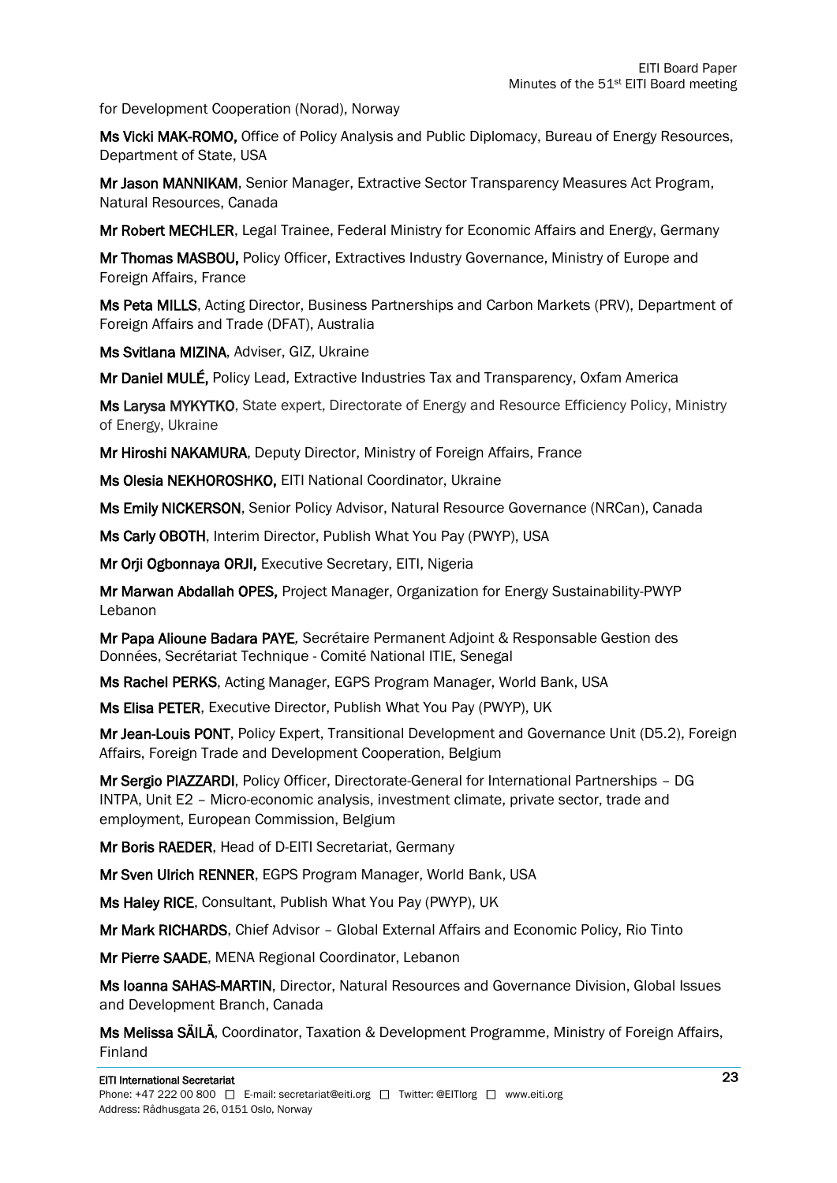for Development Cooperation (Norad), Norway

**Ms Vicki MAK-ROMO,** Office of Policy Analysis and Public Diplomacy, Bureau of Energy Resources, Department of State, USA

**Mr Jason MANNIKAM**, Senior Manager, Extractive Sector Transparency Measures Act Program, Natural Resources, Canada

**Mr Robert MECHLER**, Legal Trainee, Federal Ministry for Economic Affairs and Energy, Germany

**Mr Thomas MASBOU,** Policy Officer, Extractives Industry Governance, Ministry of Europe and Foreign Affairs, France

**Ms Peta MILLS**, Acting Director, Business Partnerships and Carbon Markets (PRV), Department of Foreign Affairs and Trade (DFAT), Australia

**Ms Svitlana MIZINA**, Adviser, GIZ, Ukraine

**Mr Daniel MULÉ,** Policy Lead, Extractive Industries Tax and Transparency, Oxfam America

**Ms Larysa MYKYTKO**, State expert, Directorate of Energy and Resource Efficiency Policy, Ministry of Energy, Ukraine

**Mr Hiroshi NAKAMURA**, Deputy Director, Ministry of Foreign Affairs, France

**Ms Olesia NEKHOROSHKO,** EITI National Coordinator, Ukraine

**Ms Emily NICKERSON**, Senior Policy Advisor, Natural Resource Governance (NRCan), Canada

**Ms Carly OBOTH**, Interim Director, Publish What You Pay (PWYP), USA

**Mr Orji Ogbonnaya ORJI,** Executive Secretary, EITI, Nigeria

**Mr Marwan Abdallah OPES,** Project Manager, Organization for Energy Sustainability-PWYP Lebanon

**Mr Papa Alioune Badara PAYE***,* Secrétaire Permanent Adjoint & Responsable Gestion des Données, Secrétariat Technique - Comité National ITIE, Senegal

**Ms Rachel PERKS**, Acting Manager, EGPS Program Manager, World Bank, USA

**Ms Elisa PETER**, Executive Director, Publish What You Pay (PWYP), UK

**Mr Jean-Louis PONT**, Policy Expert, Transitional Development and Governance Unit (D5.2), Foreign Affairs, Foreign Trade and Development Cooperation, Belgium

**Mr Sergio PIAZZARDI**, Policy Officer, Directorate-General for International Partnerships – DG INTPA, Unit E2 – Micro-economic analysis, investment climate, private sector, trade and employment, European Commission, Belgium

**Mr Boris RAEDER**, Head of D-EITI Secretariat, Germany

**Mr Sven Ulrich RENNER**, EGPS Program Manager, World Bank, USA

**Ms Haley RICE**, Consultant, Publish What You Pay (PWYP), UK

**Mr Mark RICHARDS**, Chief Advisor – Global External Affairs and Economic Policy, Rio Tinto

**Mr Pierre SAADE**, MENA Regional Coordinator, Lebanon

**Ms Ioanna SAHAS-MARTIN**, Director, Natural Resources and Governance Division, Global Issues and Development Branch, Canada

**Ms Melissa SÄILÄ**, Coordinator, Taxation & Development Programme, Ministry of Foreign Affairs, Finland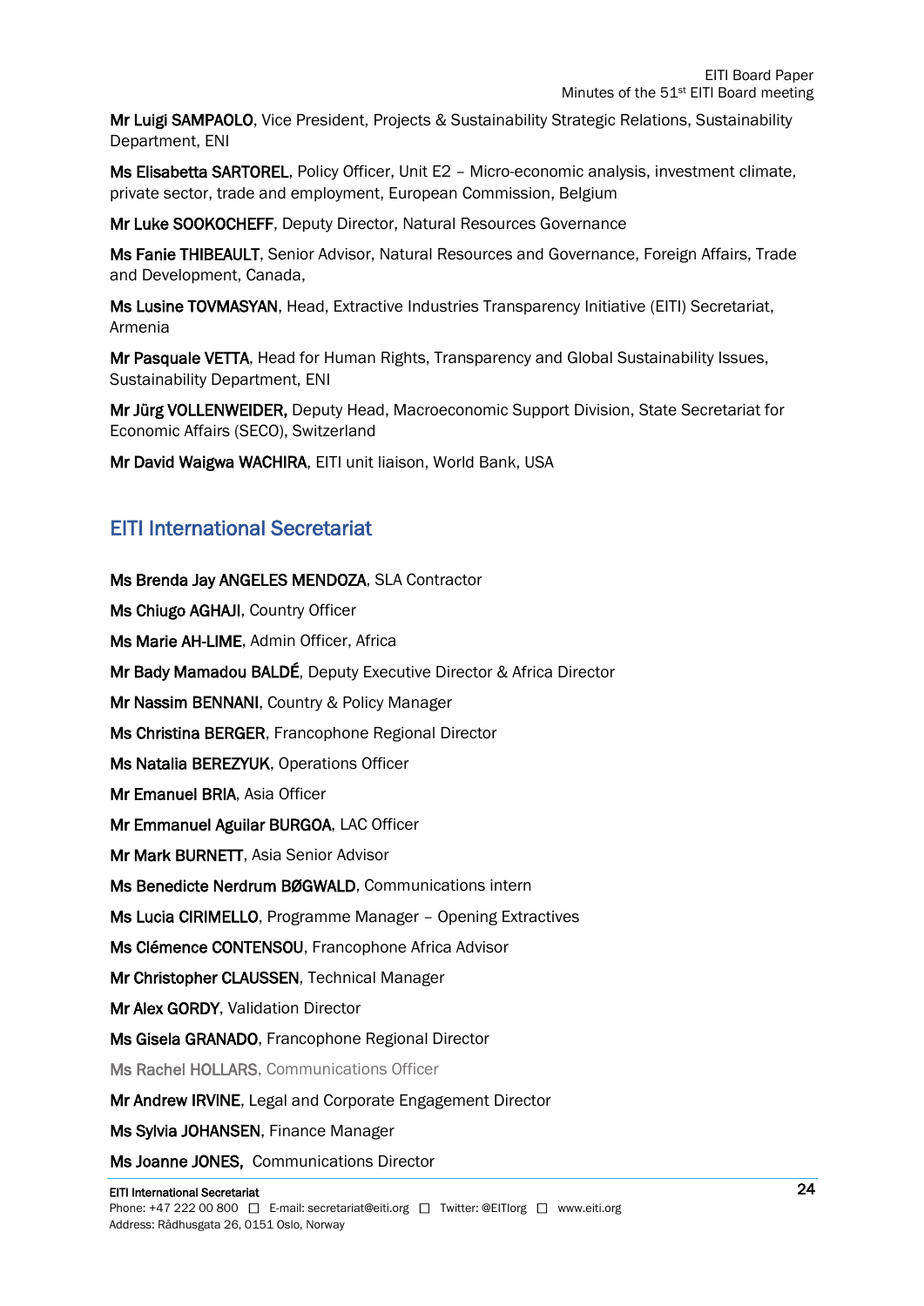**Mr Luigi SAMPAOLO**, Vice President, Projects & Sustainability Strategic Relations, Sustainability Department, ENI

**Ms Elisabetta SARTOREL**, Policy Officer, Unit E2 – Micro-economic analysis, investment climate, private sector, trade and employment, European Commission, Belgium

**Mr Luke SOOKOCHEFF**, Deputy Director, Natural Resources Governance

**Ms Fanie THIBEAULT**, Senior Advisor, Natural Resources and Governance, Foreign Affairs, Trade and Development, Canada,

**Ms Lusine TOVMASYAN**, Head, Extractive Industries Transparency Initiative (EITI) Secretariat, Armenia

**Mr Pasquale VETTA**, Head for Human Rights, Transparency and Global Sustainability Issues, Sustainability Department, ENI

**Mr Jürg VOLLENWEIDER,** Deputy Head, Macroeconomic Support Division, State Secretariat for Economic Affairs (SECO), Switzerland

**Mr David Waigwa WACHIRA**, EITI unit liaison, World Bank, USA

## EITI International Secretariat

**Ms Brenda Jay ANGELES MENDOZA**, SLA Contractor

**Ms Chiugo AGHAJI**, Country Officer

**Ms Marie AH-LIME**, Admin Officer, Africa

**Mr Bady Mamadou BALDÉ**, Deputy Executive Director & Africa Director

**Mr Nassim BENNANI**, Country & Policy Manager

**Ms Christina BERGER**, Francophone Regional Director

**Ms Natalia BEREZYUK**, Operations Officer

**Mr Emanuel BRIA**, Asia Officer

**Mr Emmanuel Aguilar BURGOA**, LAC Officer

**Mr Mark BURNETT**, Asia Senior Advisor

**Ms Benedicte Nerdrum BØGWALD**, Communications intern

**Ms Lucia CIRIMELLO**, Programme Manager – Opening Extractives

**Ms Clémence CONTENSOU**, Francophone Africa Advisor

**Mr Christopher CLAUSSEN**, Technical Manager

**Mr Alex GORDY**, Validation Director

**Ms Gisela GRANADO**, Francophone Regional Director

**Ms Rachel HOLLARS**, Communications Officer

**Mr Andrew IRVINE**, Legal and Corporate Engagement Director

**Ms Sylvia JOHANSEN**, Finance Manager

**Ms Joanne JONES,** Communications Director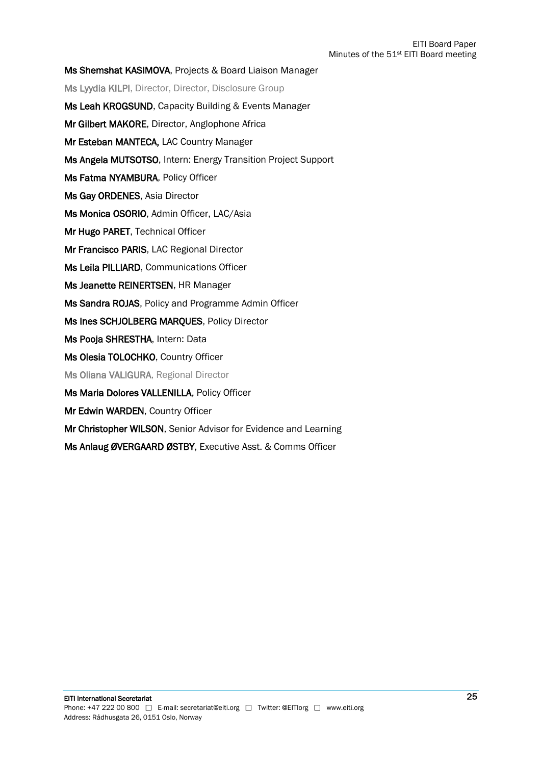**Ms Shemshat KASIMOVA**, Projects & Board Liaison Manager

**Ms Lyydia KILPI**, Director, Director, Disclosure Group

**Ms Leah KROGSUND**, Capacity Building & Events Manager

**Mr Gilbert MAKORE**, Director, Anglophone Africa

**Mr Esteban MANTECA,** LAC Country Manager

**Ms Angela MUTSOTSO**, Intern: Energy Transition Project Support

**Ms Fatma NYAMBURA**, Policy Officer

**Ms Gay ORDENES**, Asia Director

**Ms Monica OSORIO**, Admin Officer, LAC/Asia

**Mr Hugo PARET**, Technical Officer

**Mr Francisco PARIS**, LAC Regional Director

**Ms Leila PILLIARD**, Communications Officer

**Ms Jeanette REINERTSEN**, HR Manager

**Ms Sandra ROJAS**, Policy and Programme Admin Officer

**Ms Ines SCHJOLBERG MARQUES**, Policy Director

**Ms Pooja SHRESTHA**, Intern: Data

**Ms Olesia TOLOCHKO**, Country Officer

**Ms Oliana VALIGURA**, Regional Director

**Ms Maria Dolores VALLENILLA**, Policy Officer

**Mr Edwin WARDEN**, Country Officer

**Mr Christopher WILSON**, Senior Advisor for Evidence and Learning

**Ms Anlaug ØVERGAARD ØSTBY**, Executive Asst. & Comms Officer